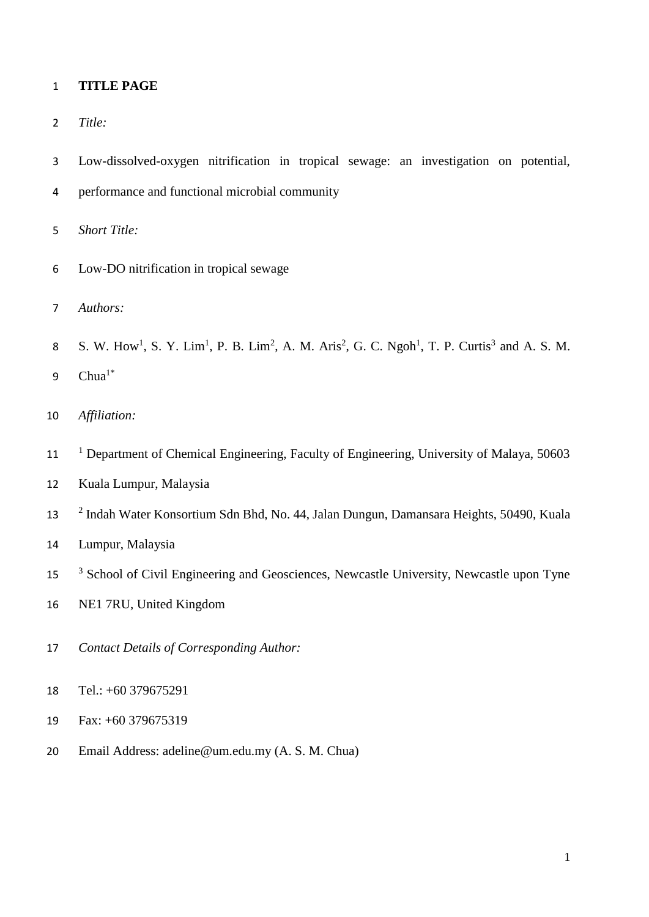**TITLE PAGE**

*Title:*

Low-dissolved-oxygen nitrification in tropical sewage: an investigation on potential, performance and functional microbial community

*Short Title:*

Low-DO nitrification in tropical sewage

*Authors:*

S. W. How[1], S. Y. Lim[1], P. B. Lim[2], A. M. Aris[2], G. C. Ngoh[1], T. P. Curtis[3] and A. S. M. Chua[1*]

*Affiliation:*

[1] Department of Chemical Engineering, Faculty of Engineering, University of Malaya, 50603 Kuala Lumpur, Malaysia

[2] Indah Water Konsortium Sdn Bhd, No. 44, Jalan Dungun, Damansara Heights, 50490, Kuala Lumpur, Malaysia

[3] School of Civil Engineering and Geosciences, Newcastle University, Newcastle upon Tyne NE1 7RU, United Kingdom

*Contact Details of Corresponding Author:*

Tel.: +60 379675291

Fax: +60 379675319

Email Address: adeline@um.edu.my (A. S. M. Chua)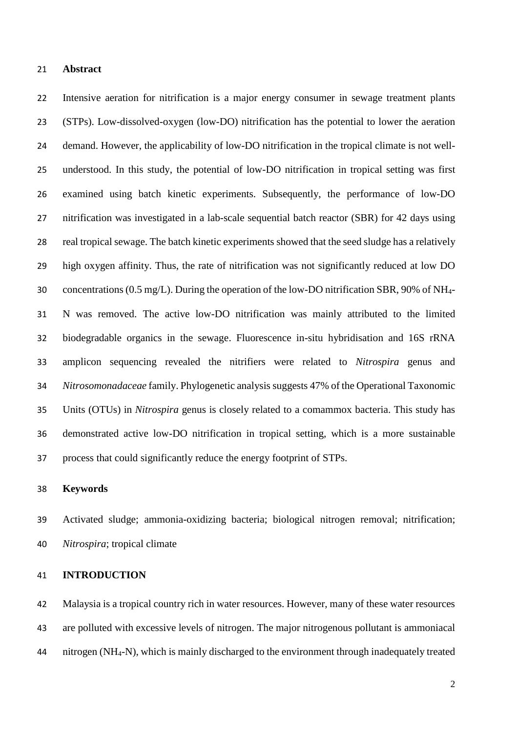## Abstract

Intensive aeration for nitrification is a major energy consumer in sewage treatment plants (STPs). Low-dissolved-oxygen (low-DO) nitrification has the potential to lower the aeration demand. However, the applicability of low-DO nitrification in the tropical climate is not well-understood. In this study, the potential of low-DO nitrification in tropical setting was first examined using batch kinetic experiments. Subsequently, the performance of low-DO nitrification was investigated in a lab-scale sequential batch reactor (SBR) for 42 days using real tropical sewage. The batch kinetic experiments showed that the seed sludge has a relatively high oxygen affinity. Thus, the rate of nitrification was not significantly reduced at low DO concentrations (0.5 mg/L). During the operation of the low-DO nitrification SBR, 90% of $NH_4$-N was removed. The active low-DO nitrification was mainly attributed to the limited biodegradable organics in the sewage. Fluorescence in-situ hybridisation and 16S rRNA amplicon sequencing revealed the nitrifiers were related to *Nitrospira* genus and *Nitrosomonadaceae* family. Phylogenetic analysis suggests 47% of the Operational Taxonomic Units (OTUs) in *Nitrospira* genus is closely related to a comammox bacteria. This study has demonstrated active low-DO nitrification in tropical setting, which is a more sustainable process that could significantly reduce the energy footprint of STPs.

## Keywords

Activated sludge; ammonia-oxidizing bacteria; biological nitrogen removal; nitrification; *Nitrospira*; tropical climate

## INTRODUCTION

Malaysia is a tropical country rich in water resources. However, many of these water resources are polluted with excessive levels of nitrogen. The major nitrogenous pollutant is ammoniacal nitrogen ($NH_4$-N), which is mainly discharged to the environment through inadequately treated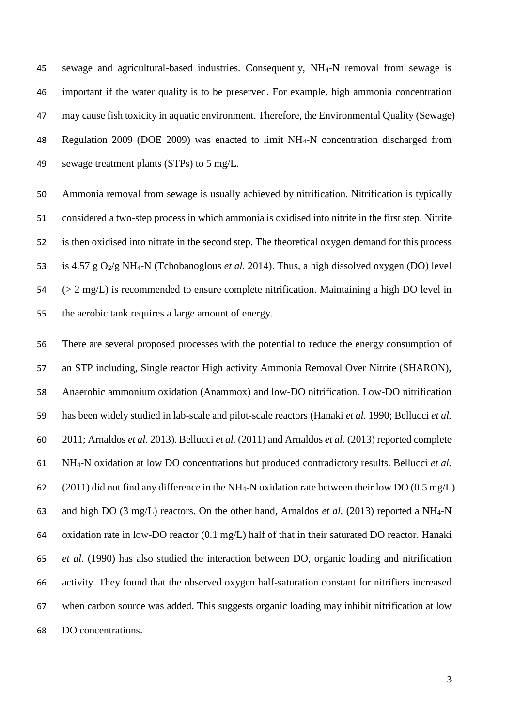sewage and agricultural-based industries. Consequently, $NH_4$-N removal from sewage is important if the water quality is to be preserved. For example, high ammonia concentration may cause fish toxicity in aquatic environment. Therefore, the Environmental Quality (Sewage) Regulation 2009 (DOE 2009) was enacted to limit $NH_4$-N concentration discharged from sewage treatment plants (STPs) to 5 mg/L.

Ammonia removal from sewage is usually achieved by nitrification. Nitrification is typically considered a two-step process in which ammonia is oxidised into nitrite in the first step. Nitrite is then oxidised into nitrate in the second step. The theoretical oxygen demand for this process is 4.57 g $O_2$/g $NH_4$-N (Tchobanoglous *et al.* 2014). Thus, a high dissolved oxygen (DO) level (> 2 mg/L) is recommended to ensure complete nitrification. Maintaining a high DO level in the aerobic tank requires a large amount of energy.

There are several proposed processes with the potential to reduce the energy consumption of an STP including, Single reactor High activity Ammonia Removal Over Nitrite (SHARON), Anaerobic ammonium oxidation (Anammox) and low-DO nitrification. Low-DO nitrification has been widely studied in lab-scale and pilot-scale reactors (Hanaki *et al.* 1990; Bellucci *et al.* 2011; Arnaldos *et al.* 2013). Bellucci *et al.* (2011) and Arnaldos *et al.* (2013) reported complete $NH_4$-N oxidation at low DO concentrations but produced contradictory results. Bellucci *et al.* (2011) did not find any difference in the $NH_4$-N oxidation rate between their low DO (0.5 mg/L) and high DO (3 mg/L) reactors. On the other hand, Arnaldos *et al.* (2013) reported a $NH_4$-N oxidation rate in low-DO reactor (0.1 mg/L) half of that in their saturated DO reactor. Hanaki *et al.* (1990) has also studied the interaction between DO, organic loading and nitrification activity. They found that the observed oxygen half-saturation constant for nitrifiers increased when carbon source was added. This suggests organic loading may inhibit nitrification at low DO concentrations.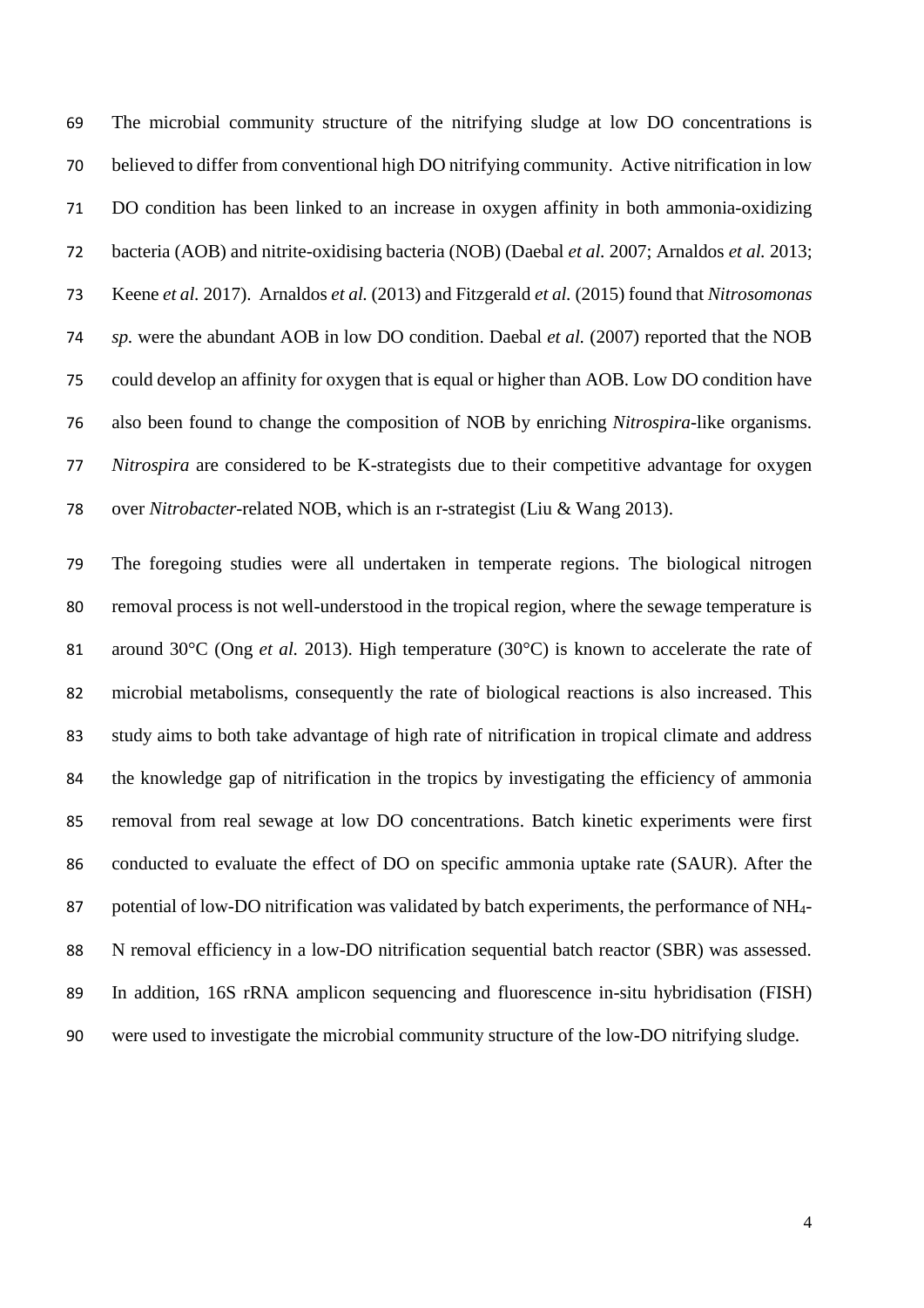The microbial community structure of the nitrifying sludge at low DO concentrations is believed to differ from conventional high DO nitrifying community. Active nitrification in low DO condition has been linked to an increase in oxygen affinity in both ammonia-oxidizing bacteria (AOB) and nitrite-oxidising bacteria (NOB) (Daebal *et al.* 2007; Arnaldos *et al.* 2013; Keene *et al.* 2017). Arnaldos *et al.* (2013) and Fitzgerald *et al.* (2015) found that *Nitrosomonas sp.* were the abundant AOB in low DO condition. Daebal *et al.* (2007) reported that the NOB could develop an affinity for oxygen that is equal or higher than AOB. Low DO condition have also been found to change the composition of NOB by enriching *Nitrospira*-like organisms. *Nitrospira* are considered to be K-strategists due to their competitive advantage for oxygen over *Nitrobacter*-related NOB, which is an r-strategist (Liu & Wang 2013).

The foregoing studies were all undertaken in temperate regions. The biological nitrogen removal process is not well-understood in the tropical region, where the sewage temperature is around 30°C (Ong *et al.* 2013). High temperature (30°C) is known to accelerate the rate of microbial metabolisms, consequently the rate of biological reactions is also increased. This study aims to both take advantage of high rate of nitrification in tropical climate and address the knowledge gap of nitrification in the tropics by investigating the efficiency of ammonia removal from real sewage at low DO concentrations. Batch kinetic experiments were first conducted to evaluate the effect of DO on specific ammonia uptake rate (SAUR). After the potential of low-DO nitrification was validated by batch experiments, the performance of $NH_4$-N removal efficiency in a low-DO nitrification sequential batch reactor (SBR) was assessed. In addition, 16S rRNA amplicon sequencing and fluorescence in-situ hybridisation (FISH) were used to investigate the microbial community structure of the low-DO nitrifying sludge.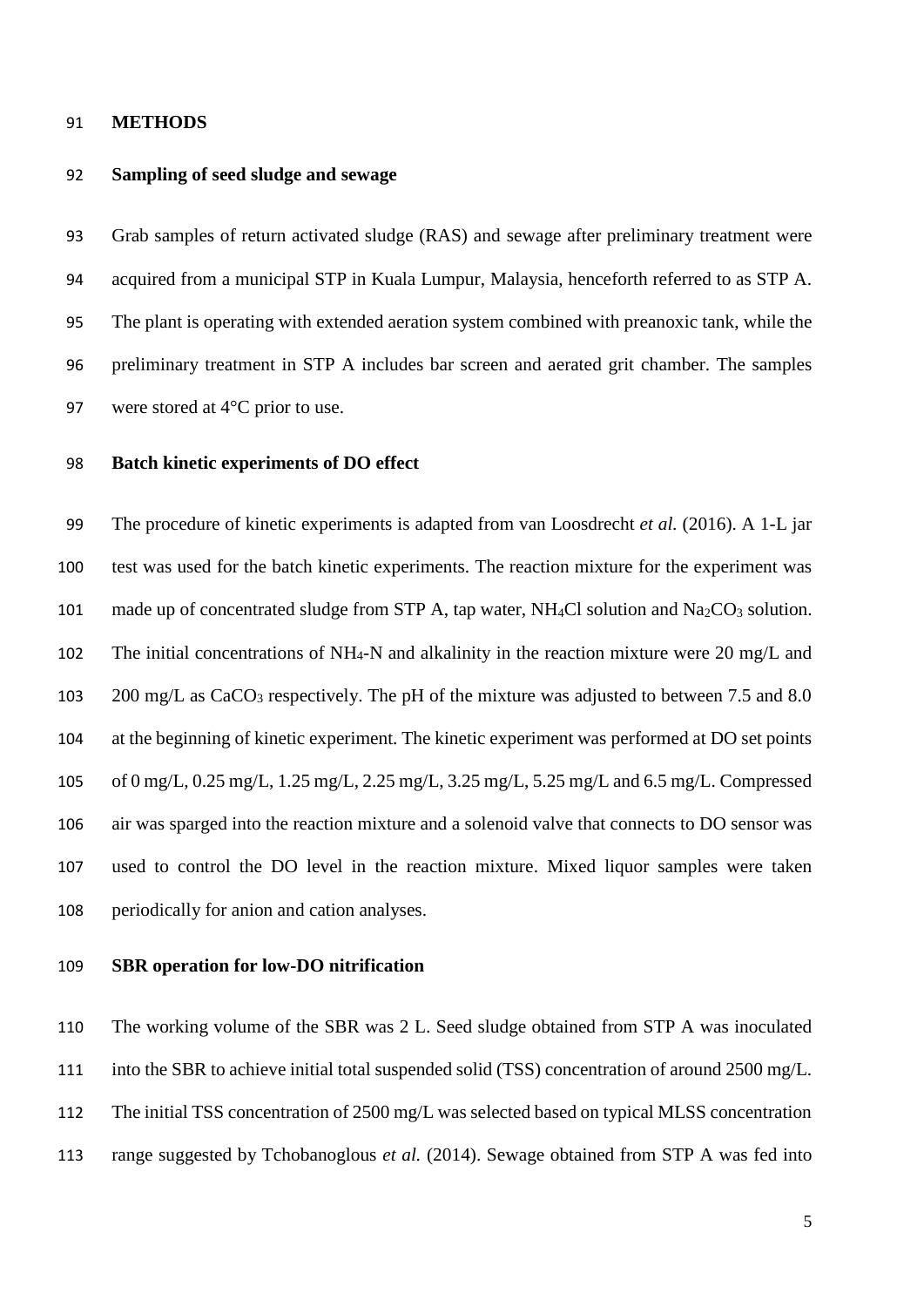# METHODS

## Sampling of seed sludge and sewage

Grab samples of return activated sludge (RAS) and sewage after preliminary treatment were acquired from a municipal STP in Kuala Lumpur, Malaysia, henceforth referred to as STP A. The plant is operating with extended aeration system combined with preanoxic tank, while the preliminary treatment in STP A includes bar screen and aerated grit chamber. The samples were stored at 4°C prior to use.

## Batch kinetic experiments of DO effect

The procedure of kinetic experiments is adapted from van Loosdrecht *et al.* (2016). A 1-L jar test was used for the batch kinetic experiments. The reaction mixture for the experiment was made up of concentrated sludge from STP A, tap water, $NH_4Cl$ solution and $Na_2CO_3$ solution. The initial concentrations of $NH_4$-N and alkalinity in the reaction mixture were 20 mg/L and 200 mg/L as $CaCO_3$ respectively. The pH of the mixture was adjusted to between 7.5 and 8.0 at the beginning of kinetic experiment. The kinetic experiment was performed at DO set points of 0 mg/L, 0.25 mg/L, 1.25 mg/L, 2.25 mg/L, 3.25 mg/L, 5.25 mg/L and 6.5 mg/L. Compressed air was sparged into the reaction mixture and a solenoid valve that connects to DO sensor was used to control the DO level in the reaction mixture. Mixed liquor samples were taken periodically for anion and cation analyses.

## SBR operation for low-DO nitrification

The working volume of the SBR was 2 L. Seed sludge obtained from STP A was inoculated into the SBR to achieve initial total suspended solid (TSS) concentration of around 2500 mg/L. The initial TSS concentration of 2500 mg/L was selected based on typical MLSS concentration range suggested by Tchobanoglous *et al.* (2014). Sewage obtained from STP A was fed into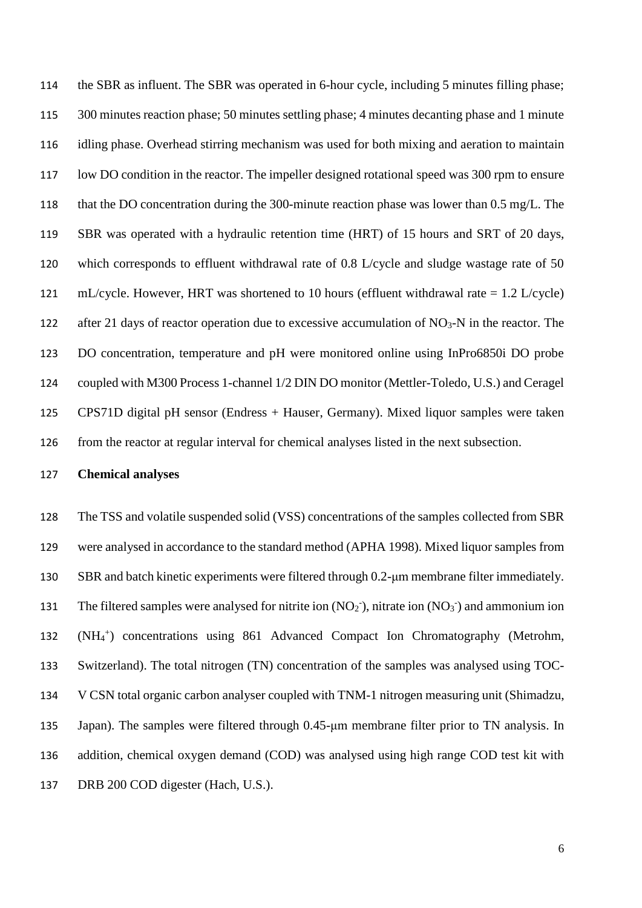the SBR as influent. The SBR was operated in 6-hour cycle, including 5 minutes filling phase; 300 minutes reaction phase; 50 minutes settling phase; 4 minutes decanting phase and 1 minute idling phase. Overhead stirring mechanism was used for both mixing and aeration to maintain low DO condition in the reactor. The impeller designed rotational speed was 300 rpm to ensure that the DO concentration during the 300-minute reaction phase was lower than 0.5 mg/L. The SBR was operated with a hydraulic retention time (HRT) of 15 hours and SRT of 20 days, which corresponds to effluent withdrawal rate of 0.8 L/cycle and sludge wastage rate of 50 mL/cycle. However, HRT was shortened to 10 hours (effluent withdrawal rate = 1.2 L/cycle) after 21 days of reactor operation due to excessive accumulation of $NO_3$-N in the reactor. The DO concentration, temperature and pH were monitored online using InPro6850i DO probe coupled with M300 Process 1-channel 1/2 DIN DO monitor (Mettler-Toledo, U.S.) and Ceragel CPS71D digital pH sensor (Endress + Hauser, Germany). Mixed liquor samples were taken from the reactor at regular interval for chemical analyses listed in the next subsection.

**Chemical analyses**

The TSS and volatile suspended solid (VSS) concentrations of the samples collected from SBR were analysed in accordance to the standard method (APHA 1998). Mixed liquor samples from SBR and batch kinetic experiments were filtered through 0.2-μm membrane filter immediately. The filtered samples were analysed for nitrite ion ($NO_2^-$), nitrate ion ($NO_3^-$) and ammonium ion ($NH_4^+$) concentrations using 861 Advanced Compact Ion Chromatography (Metrohm, Switzerland). The total nitrogen (TN) concentration of the samples was analysed using TOC-V CSN total organic carbon analyser coupled with TNM-1 nitrogen measuring unit (Shimadzu, Japan). The samples were filtered through 0.45-μm membrane filter prior to TN analysis. In addition, chemical oxygen demand (COD) was analysed using high range COD test kit with DRB 200 COD digester (Hach, U.S.).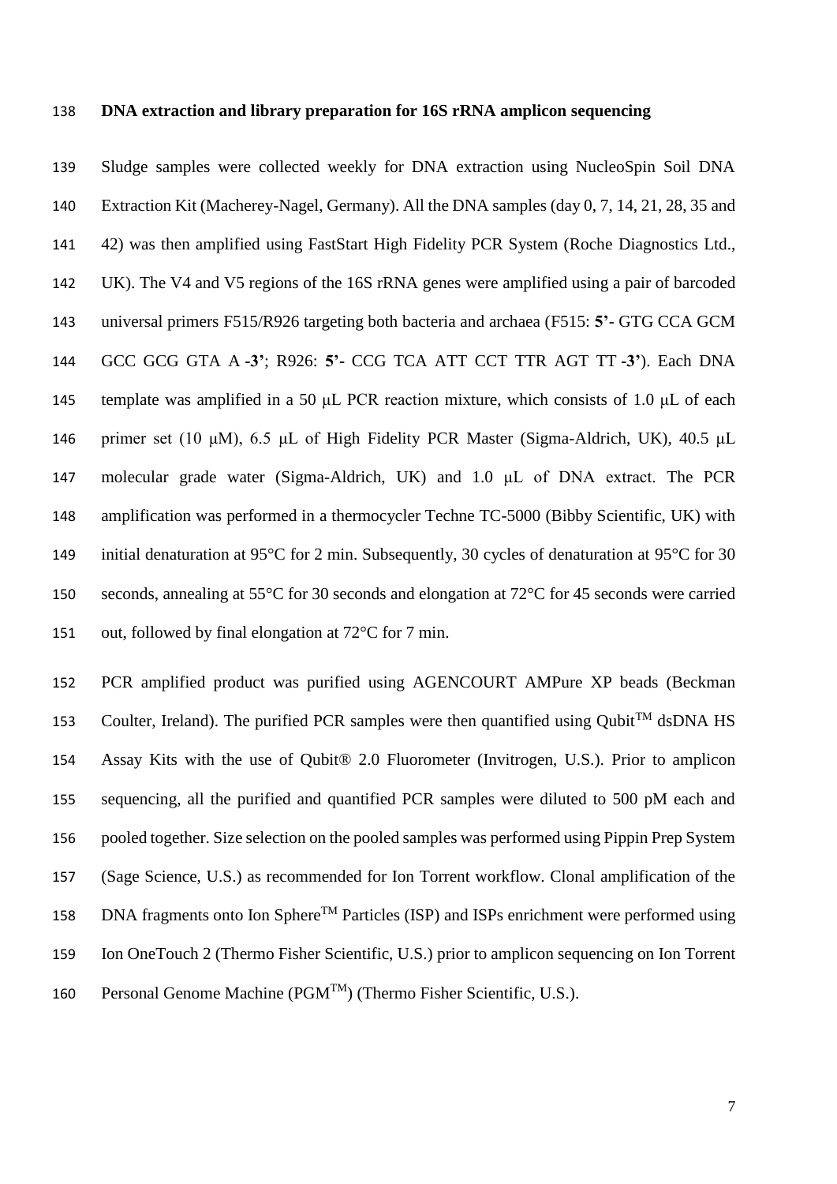**DNA extraction and library preparation for 16S rRNA amplicon sequencing**

Sludge samples were collected weekly for DNA extraction using NucleoSpin Soil DNA Extraction Kit (Macherey-Nagel, Germany). All the DNA samples (day 0, 7, 14, 21, 28, 35 and 42) was then amplified using FastStart High Fidelity PCR System (Roche Diagnostics Ltd., UK). The V4 and V5 regions of the 16S rRNA genes were amplified using a pair of barcoded universal primers F515/R926 targeting both bacteria and archaea (F515: **5'**- GTG CCA GCM GCC GCG GTA A **-3'**; R926: **5'-** CCG TCA ATT CCT TTR AGT TT **-3'**). Each DNA template was amplified in a 50 μL PCR reaction mixture, which consists of 1.0 μL of each primer set (10 μM), 6.5 μL of High Fidelity PCR Master (Sigma-Aldrich, UK), 40.5 μL molecular grade water (Sigma-Aldrich, UK) and 1.0 μL of DNA extract. The PCR amplification was performed in a thermocycler Techne TC-5000 (Bibby Scientific, UK) with initial denaturation at 95°C for 2 min. Subsequently, 30 cycles of denaturation at 95°C for 30 seconds, annealing at 55°C for 30 seconds and elongation at 72°C for 45 seconds were carried out, followed by final elongation at 72°C for 7 min.

PCR amplified product was purified using AGENCOURT AMPure XP beads (Beckman Coulter, Ireland). The purified PCR samples were then quantified using Qubit™ dsDNA HS Assay Kits with the use of Qubit® 2.0 Fluorometer (Invitrogen, U.S.). Prior to amplicon sequencing, all the purified and quantified PCR samples were diluted to 500 pM each and pooled together. Size selection on the pooled samples was performed using Pippin Prep System (Sage Science, U.S.) as recommended for Ion Torrent workflow. Clonal amplification of the DNA fragments onto Ion Sphere™ Particles (ISP) and ISPs enrichment were performed using Ion OneTouch 2 (Thermo Fisher Scientific, U.S.) prior to amplicon sequencing on Ion Torrent Personal Genome Machine (PGM™) (Thermo Fisher Scientific, U.S.).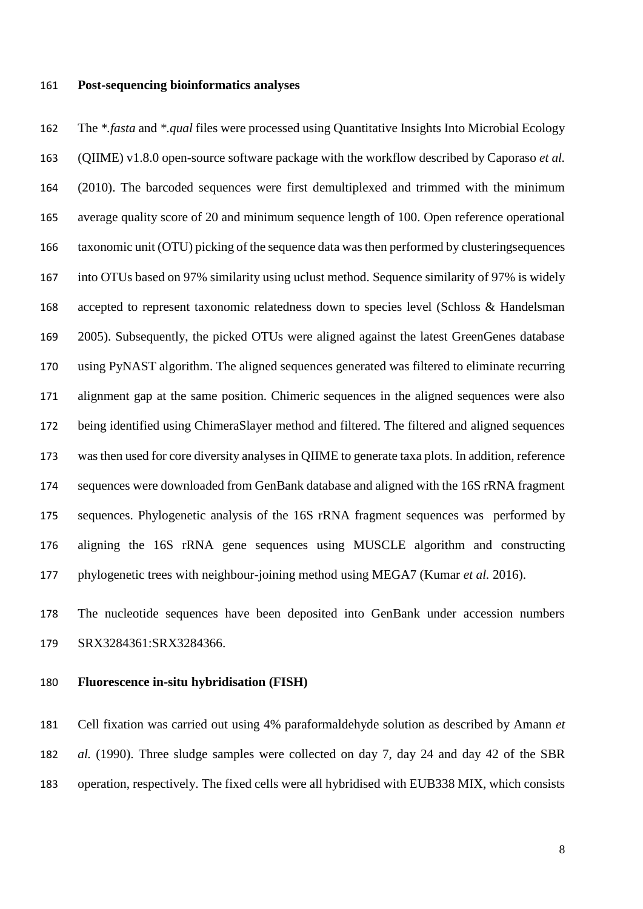**Post-sequencing bioinformatics analyses**

The \*.*fasta* and \*.*qual* files were processed using Quantitative Insights Into Microbial Ecology (QIIME) v1.8.0 open-source software package with the workflow described by Caporaso *et al.* (2010). The barcoded sequences were first demultiplexed and trimmed with the minimum average quality score of 20 and minimum sequence length of 100. Open reference operational taxonomic unit (OTU) picking of the sequence data was then performed by clusteringsequences into OTUs based on 97% similarity using uclust method. Sequence similarity of 97% is widely accepted to represent taxonomic relatedness down to species level (Schloss & Handelsman 2005). Subsequently, the picked OTUs were aligned against the latest GreenGenes database using PyNAST algorithm. The aligned sequences generated was filtered to eliminate recurring alignment gap at the same position. Chimeric sequences in the aligned sequences were also being identified using ChimeraSlayer method and filtered. The filtered and aligned sequences was then used for core diversity analyses in QIIME to generate taxa plots. In addition, reference sequences were downloaded from GenBank database and aligned with the 16S rRNA fragment sequences. Phylogenetic analysis of the 16S rRNA fragment sequences was performed by aligning the 16S rRNA gene sequences using MUSCLE algorithm and constructing phylogenetic trees with neighbour-joining method using MEGA7 (Kumar *et al.* 2016).

The nucleotide sequences have been deposited into GenBank under accession numbers SRX3284361:SRX3284366.

**Fluorescence in-situ hybridisation (FISH)**

Cell fixation was carried out using 4% paraformaldehyde solution as described by Amann *et al.* (1990). Three sludge samples were collected on day 7, day 24 and day 42 of the SBR operation, respectively. The fixed cells were all hybridised with EUB338 MIX, which consists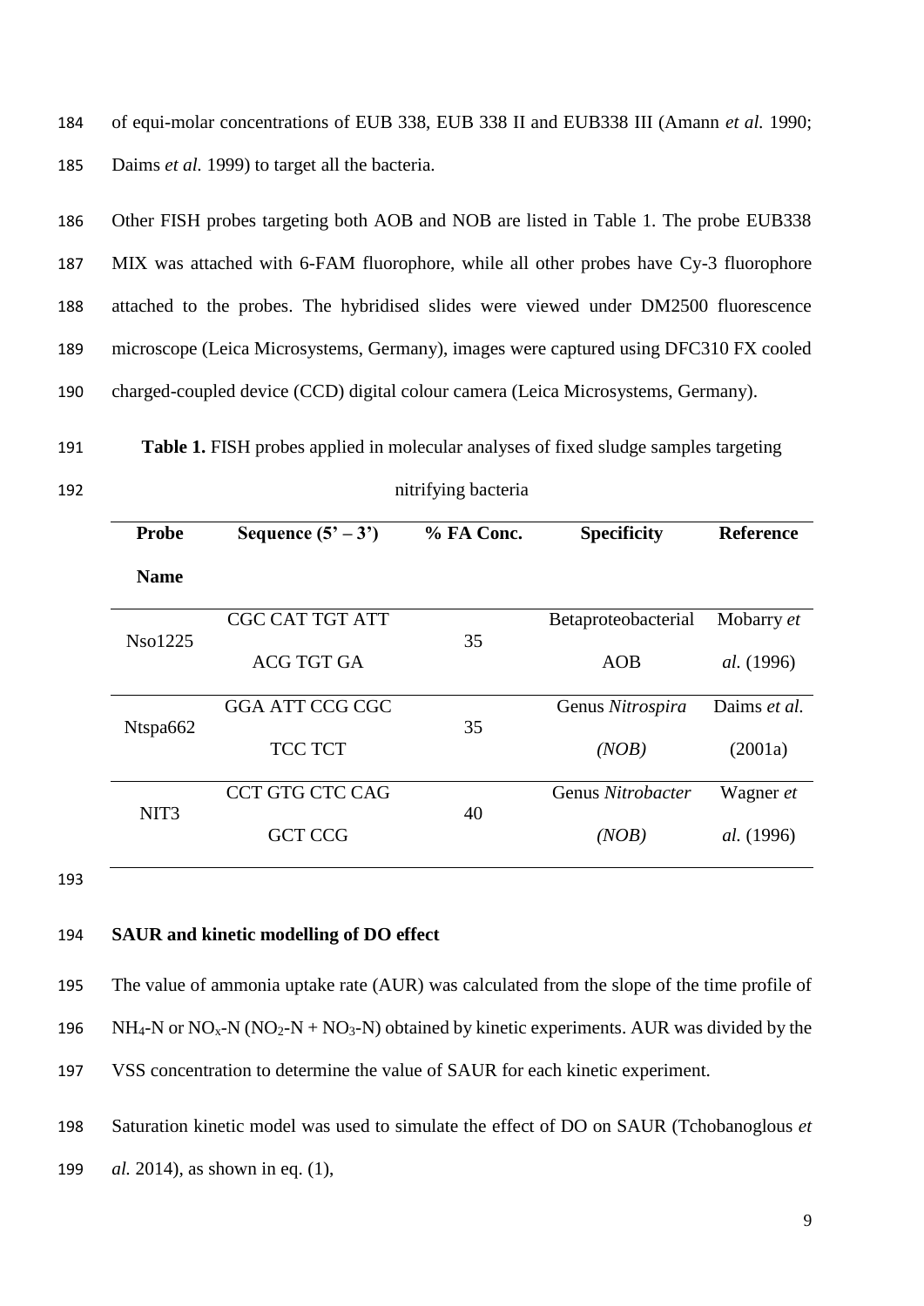of equi-molar concentrations of EUB 338, EUB 338 II and EUB338 III (Amann *et al.* 1990; Daims *et al.* 1999) to target all the bacteria.

Other FISH probes targeting both AOB and NOB are listed in Table 1. The probe EUB338 MIX was attached with 6-FAM fluorophore, while all other probes have Cy-3 fluorophore attached to the probes. The hybridised slides were viewed under DM2500 fluorescence microscope (Leica Microsystems, Germany), images were captured using DFC310 FX cooled charged-coupled device (CCD) digital colour camera (Leica Microsystems, Germany).

**Table 1.** FISH probes applied in molecular analyses of fixed sludge samples targeting nitrifying bacteria

| Probe Name | Sequence (5' – 3') | % FA Conc. | Specificity | Reference |
|---|---|---|---|---|
| Nso1225 | CGC CAT TGT ATT ACG TGT GA | 35 | Betaproteobacterial AOB | Mobarry *et al.* (1996) |
| Ntspa662 | GGA ATT CCG CGC TCC TCT | 35 | Genus *Nitrospira (NOB)* | Daims *et al.* (2001a) |
| NIT3 | CCT GTG CTC CAG GCT CCG | 40 | Genus *Nitrobacter (NOB)* | Wagner *et al.* (1996) |

## SAUR and kinetic modelling of DO effect

The value of ammonia uptake rate (AUR) was calculated from the slope of the time profile of $NH_4$-N or $NO_x$-N ($NO_2$-N + $NO_3$-N) obtained by kinetic experiments. AUR was divided by the VSS concentration to determine the value of SAUR for each kinetic experiment.

Saturation kinetic model was used to simulate the effect of DO on SAUR (Tchobanoglous *et al.* 2014), as shown in eq. (1),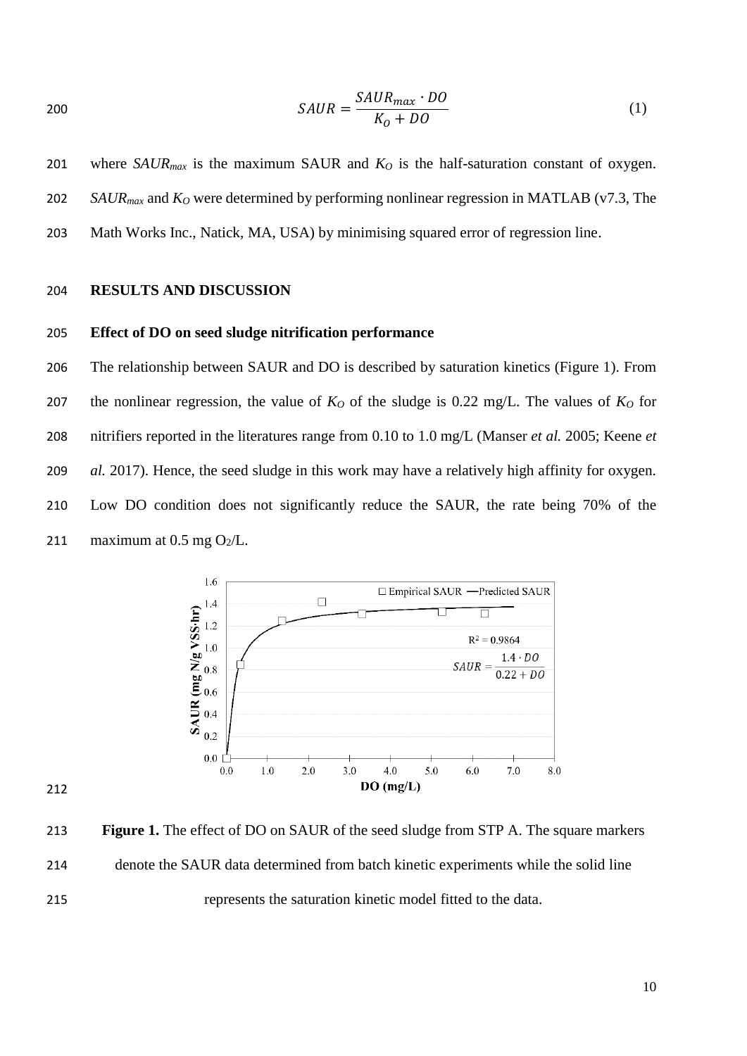$$SAUR = \frac{SAUR_{max} \cdot DO}{K_O + DO} \quad (1)$$

where $SAUR_{max}$ is the maximum SAUR and $K_O$ is the half-saturation constant of oxygen. $SAUR_{max}$ and $K_O$ were determined by performing nonlinear regression in MATLAB (v7.3, The Math Works Inc., Natick, MA, USA) by minimising squared error of regression line.

## RESULTS AND DISCUSSION

### Effect of DO on seed sludge nitrification performance

The relationship between SAUR and DO is described by saturation kinetics (Figure 1). From the nonlinear regression, the value of $K_O$ of the sludge is 0.22 mg/L. The values of $K_O$ for nitrifiers reported in the literatures range from 0.10 to 1.0 mg/L (Manser *et al.* 2005; Keene *et al.* 2017). Hence, the seed sludge in this work may have a relatively high affinity for oxygen. Low DO condition does not significantly reduce the SAUR, the rate being 70% of the maximum at 0.5 mg $O_2$/L.

**Figure 1.** The effect of DO on SAUR of the seed sludge from STP A. The square markers denote the SAUR data determined from batch kinetic experiments while the solid line represents the saturation kinetic model fitted to the data.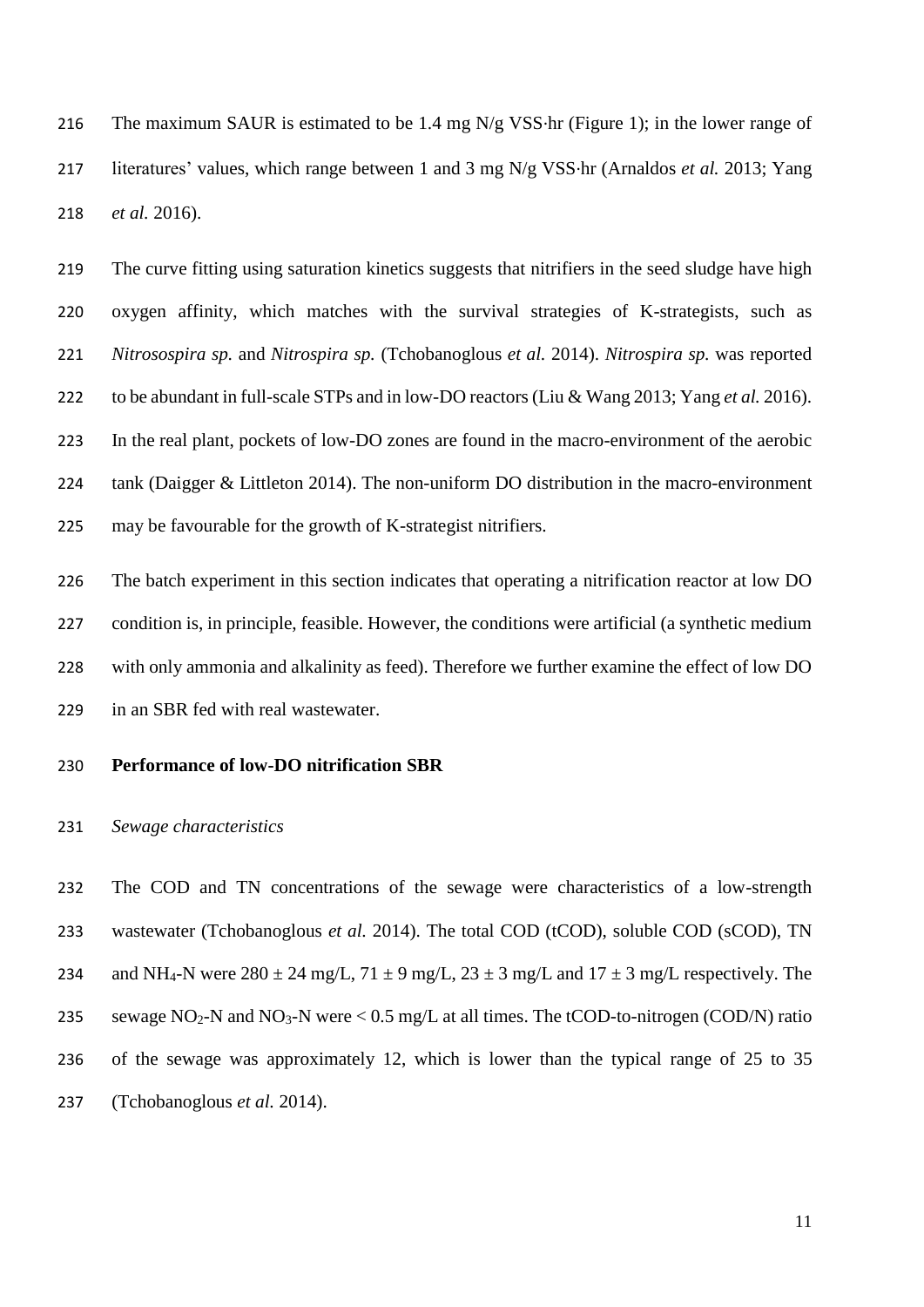The maximum SAUR is estimated to be 1.4 mg N/g VSS·hr (Figure 1); in the lower range of literatures' values, which range between 1 and 3 mg N/g VSS·hr (Arnaldos *et al.* 2013; Yang *et al.* 2016).

The curve fitting using saturation kinetics suggests that nitrifiers in the seed sludge have high oxygen affinity, which matches with the survival strategies of K-strategists, such as *Nitrosospira sp.* and *Nitrospira sp.* (Tchobanoglous *et al.* 2014). *Nitrospira sp.* was reported to be abundant in full-scale STPs and in low-DO reactors (Liu & Wang 2013; Yang *et al.* 2016). In the real plant, pockets of low-DO zones are found in the macro-environment of the aerobic tank (Daigger & Littleton 2014). The non-uniform DO distribution in the macro-environment may be favourable for the growth of K-strategist nitrifiers.

The batch experiment in this section indicates that operating a nitrification reactor at low DO condition is, in principle, feasible. However, the conditions were artificial (a synthetic medium with only ammonia and alkalinity as feed). Therefore we further examine the effect of low DO in an SBR fed with real wastewater.

## Performance of low-DO nitrification SBR

### *Sewage characteristics*

The COD and TN concentrations of the sewage were characteristics of a low-strength wastewater (Tchobanoglous *et al.* 2014). The total COD (tCOD), soluble COD (sCOD), TN and $NH_4$-N were $280 \pm 24$ mg/L, $71 \pm 9$ mg/L, $23 \pm 3$ mg/L and $17 \pm 3$ mg/L respectively. The sewage $NO_2$-N and $NO_3$-N were $< 0.5$ mg/L at all times. The tCOD-to-nitrogen (COD/N) ratio of the sewage was approximately 12, which is lower than the typical range of 25 to 35 (Tchobanoglous *et al.* 2014).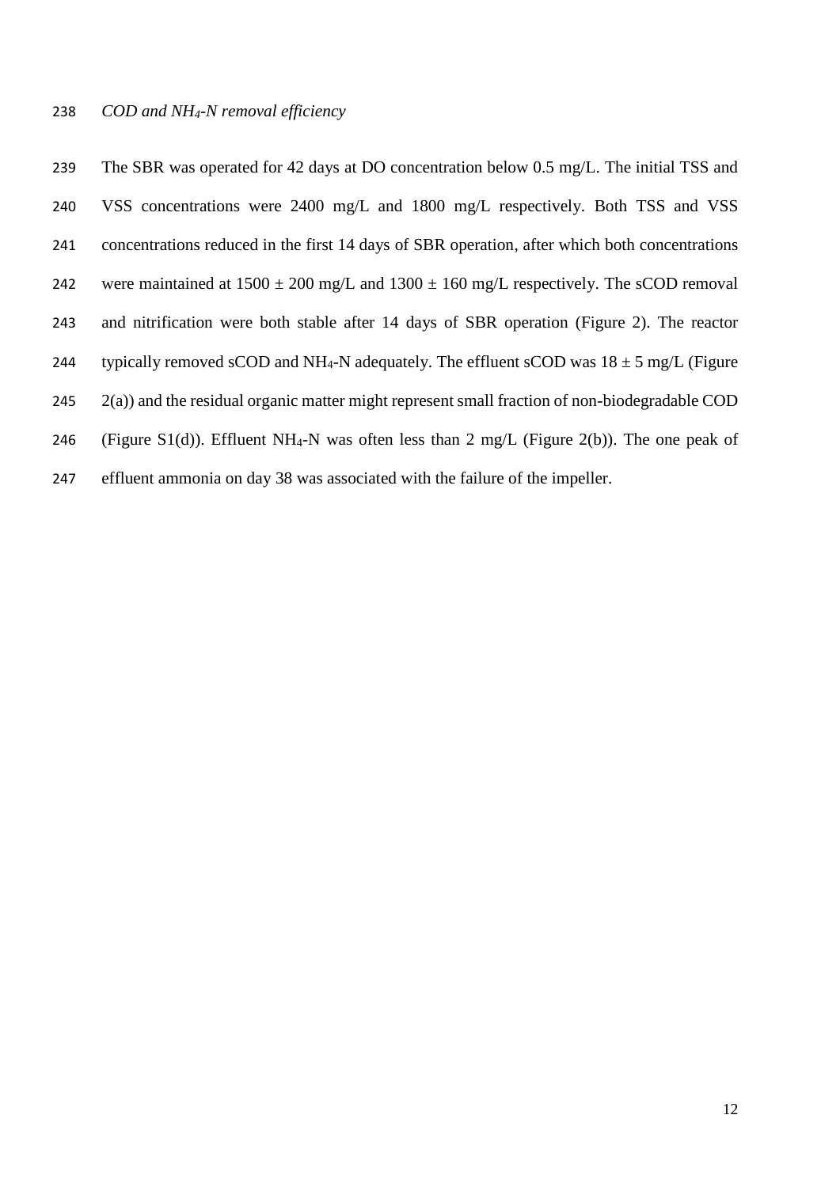*COD and $NH_4$-N removal efficiency*

The SBR was operated for 42 days at DO concentration below 0.5 mg/L. The initial TSS and VSS concentrations were 2400 mg/L and 1800 mg/L respectively. Both TSS and VSS concentrations reduced in the first 14 days of SBR operation, after which both concentrations were maintained at 1500 ± 200 mg/L and 1300 ± 160 mg/L respectively. The sCOD removal and nitrification were both stable after 14 days of SBR operation (Figure 2). The reactor typically removed sCOD and $NH_4$-N adequately. The effluent sCOD was 18 ± 5 mg/L (Figure 2(a)) and the residual organic matter might represent small fraction of non-biodegradable COD (Figure S1(d)). Effluent $NH_4$-N was often less than 2 mg/L (Figure 2(b)). The one peak of effluent ammonia on day 38 was associated with the failure of the impeller.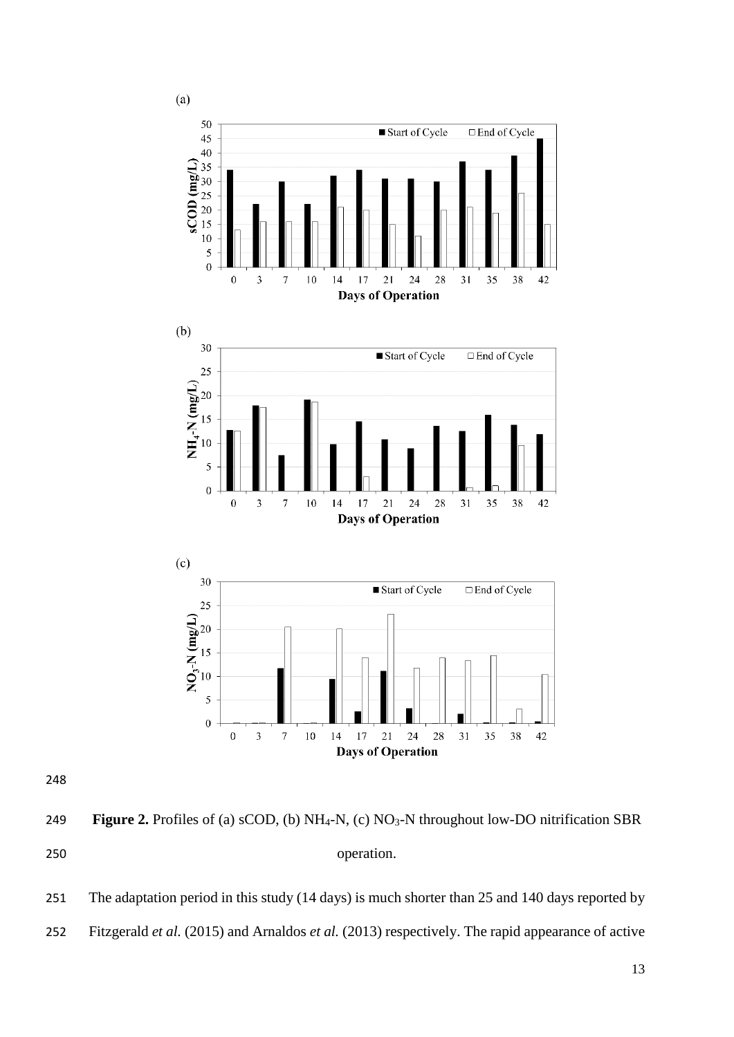**Figure 2.** Profiles of (a) sCOD, (b) $NH_4$-N, (c) $NO_3$-N throughout low-DO nitrification SBR operation.

The adaptation period in this study (14 days) is much shorter than 25 and 140 days reported by Fitzgerald *et al.* (2015) and Arnaldos *et al.* (2013) respectively. The rapid appearance of active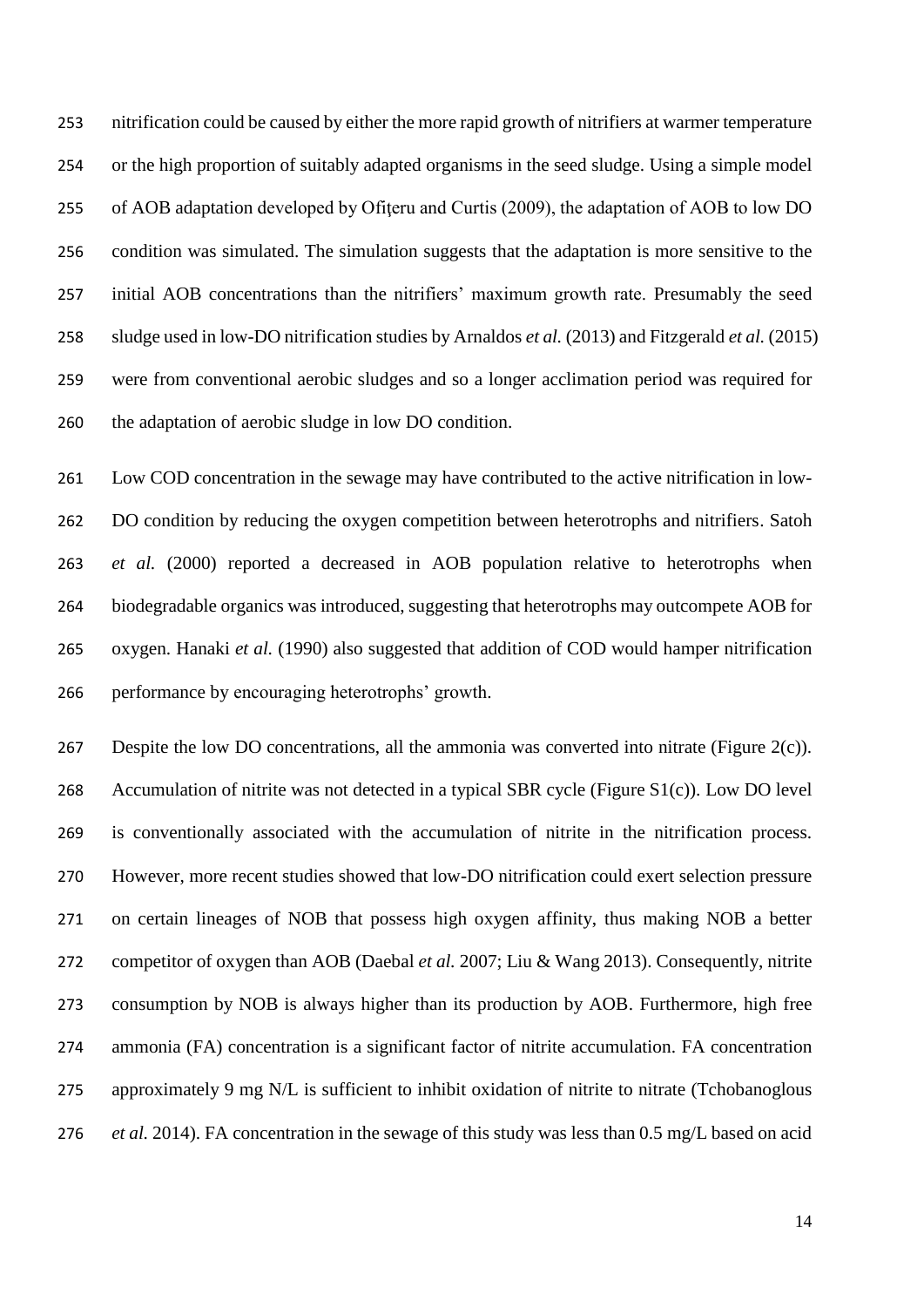nitrification could be caused by either the more rapid growth of nitrifiers at warmer temperature or the high proportion of suitably adapted organisms in the seed sludge. Using a simple model of AOB adaptation developed by Ofiţeru and Curtis (2009), the adaptation of AOB to low DO condition was simulated. The simulation suggests that the adaptation is more sensitive to the initial AOB concentrations than the nitrifiers' maximum growth rate. Presumably the seed sludge used in low-DO nitrification studies by Arnaldos *et al.* (2013) and Fitzgerald *et al.* (2015) were from conventional aerobic sludges and so a longer acclimation period was required for the adaptation of aerobic sludge in low DO condition.

Low COD concentration in the sewage may have contributed to the active nitrification in low-DO condition by reducing the oxygen competition between heterotrophs and nitrifiers. Satoh *et al.* (2000) reported a decreased in AOB population relative to heterotrophs when biodegradable organics was introduced, suggesting that heterotrophs may outcompete AOB for oxygen. Hanaki *et al.* (1990) also suggested that addition of COD would hamper nitrification performance by encouraging heterotrophs' growth.

Despite the low DO concentrations, all the ammonia was converted into nitrate (Figure 2(c)). Accumulation of nitrite was not detected in a typical SBR cycle (Figure S1(c)). Low DO level is conventionally associated with the accumulation of nitrite in the nitrification process. However, more recent studies showed that low-DO nitrification could exert selection pressure on certain lineages of NOB that possess high oxygen affinity, thus making NOB a better competitor of oxygen than AOB (Daebal *et al.* 2007; Liu & Wang 2013). Consequently, nitrite consumption by NOB is always higher than its production by AOB. Furthermore, high free ammonia (FA) concentration is a significant factor of nitrite accumulation. FA concentration approximately 9 mg N/L is sufficient to inhibit oxidation of nitrite to nitrate (Tchobanoglous *et al.* 2014). FA concentration in the sewage of this study was less than 0.5 mg/L based on acid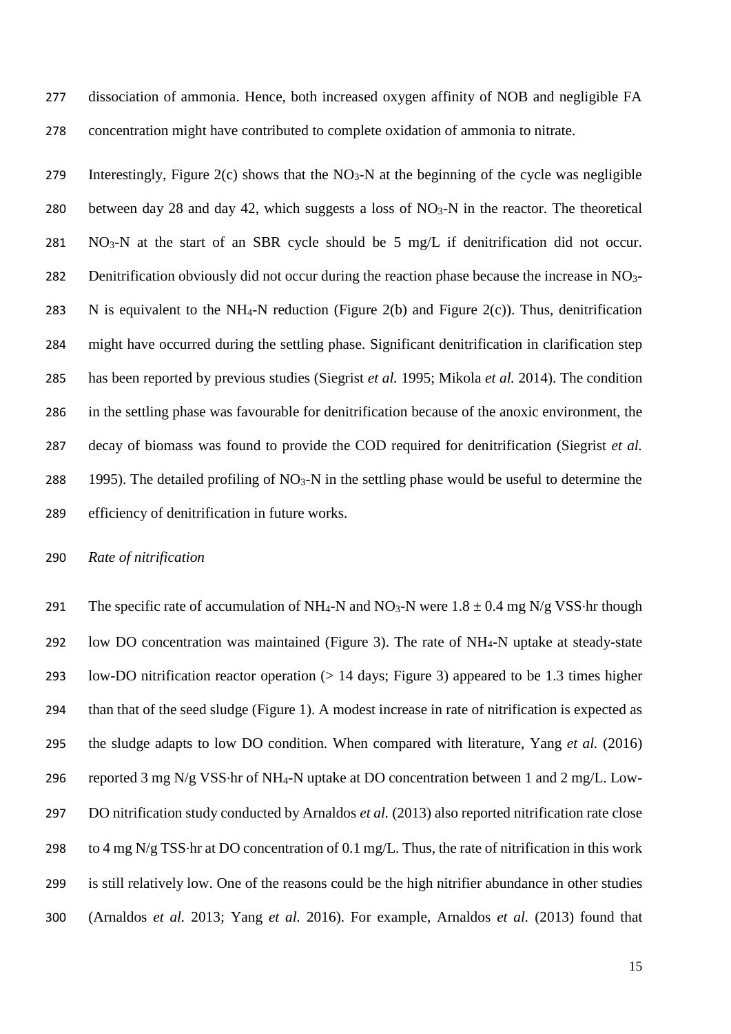dissociation of ammonia. Hence, both increased oxygen affinity of NOB and negligible FA concentration might have contributed to complete oxidation of ammonia to nitrate.

Interestingly, Figure 2(c) shows that the $NO_3$-N at the beginning of the cycle was negligible between day 28 and day 42, which suggests a loss of $NO_3$-N in the reactor. The theoretical $NO_3$-N at the start of an SBR cycle should be 5 mg/L if denitrification did not occur. Denitrification obviously did not occur during the reaction phase because the increase in $NO_3$-N is equivalent to the $NH_4$-N reduction (Figure 2(b) and Figure 2(c)). Thus, denitrification might have occurred during the settling phase. Significant denitrification in clarification step has been reported by previous studies (Siegrist *et al.* 1995; Mikola *et al.* 2014). The condition in the settling phase was favourable for denitrification because of the anoxic environment, the decay of biomass was found to provide the COD required for denitrification (Siegrist *et al.* 1995). The detailed profiling of $NO_3$-N in the settling phase would be useful to determine the efficiency of denitrification in future works.

*Rate of nitrification*

The specific rate of accumulation of $NH_4$-N and $NO_3$-N were $1.8 \pm 0.4$ mg N/g VSS·hr though low DO concentration was maintained (Figure 3). The rate of $NH_4$-N uptake at steady-state low-DO nitrification reactor operation (> 14 days; Figure 3) appeared to be 1.3 times higher than that of the seed sludge (Figure 1). A modest increase in rate of nitrification is expected as the sludge adapts to low DO condition. When compared with literature, Yang *et al.* (2016) reported 3 mg N/g VSS·hr of $NH_4$-N uptake at DO concentration between 1 and 2 mg/L. Low-DO nitrification study conducted by Arnaldos *et al.* (2013) also reported nitrification rate close to 4 mg N/g TSS·hr at DO concentration of 0.1 mg/L. Thus, the rate of nitrification in this work is still relatively low. One of the reasons could be the high nitrifier abundance in other studies (Arnaldos *et al.* 2013; Yang *et al.* 2016). For example, Arnaldos *et al.* (2013) found that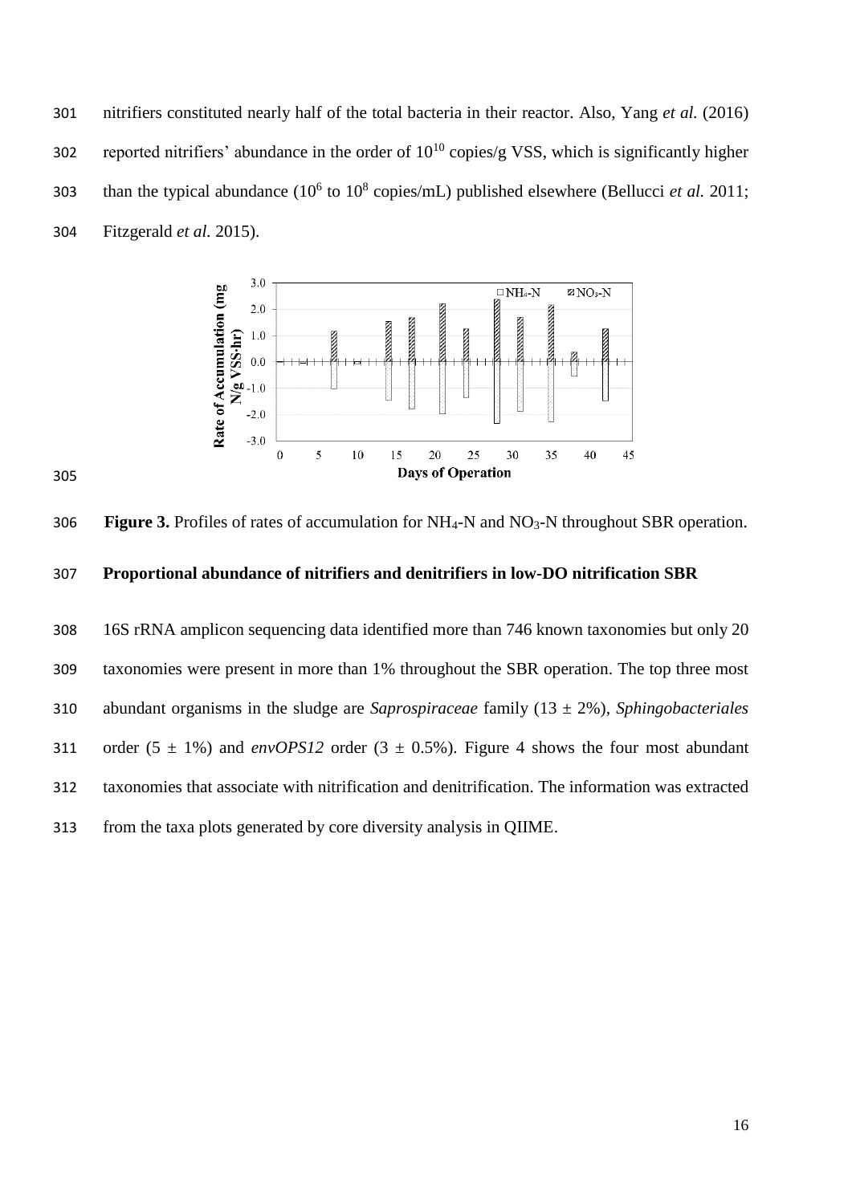nitrifiers constituted nearly half of the total bacteria in their reactor. Also, Yang *et al.* (2016) reported nitrifiers' abundance in the order of $10^{10}$ copies/g VSS, which is significantly higher than the typical abundance ($10^6$ to $10^8$ copies/mL) published elsewhere (Bellucci *et al.* 2011; Fitzgerald *et al.* 2015).

**Figure 3.** Profiles of rates of accumulation for $NH_4$-N and $NO_3$-N throughout SBR operation.

**Proportional abundance of nitrifiers and denitrifiers in low-DO nitrification SBR**

16S rRNA amplicon sequencing data identified more than 746 known taxonomies but only 20 taxonomies were present in more than 1% throughout the SBR operation. The top three most abundant organisms in the sludge are *Saprospiraceae* family (13 ± 2%), *Sphingobacteriales* order (5 ± 1%) and *envOPS12* order (3 ± 0.5%). Figure 4 shows the four most abundant taxonomies that associate with nitrification and denitrification. The information was extracted from the taxa plots generated by core diversity analysis in QIIME.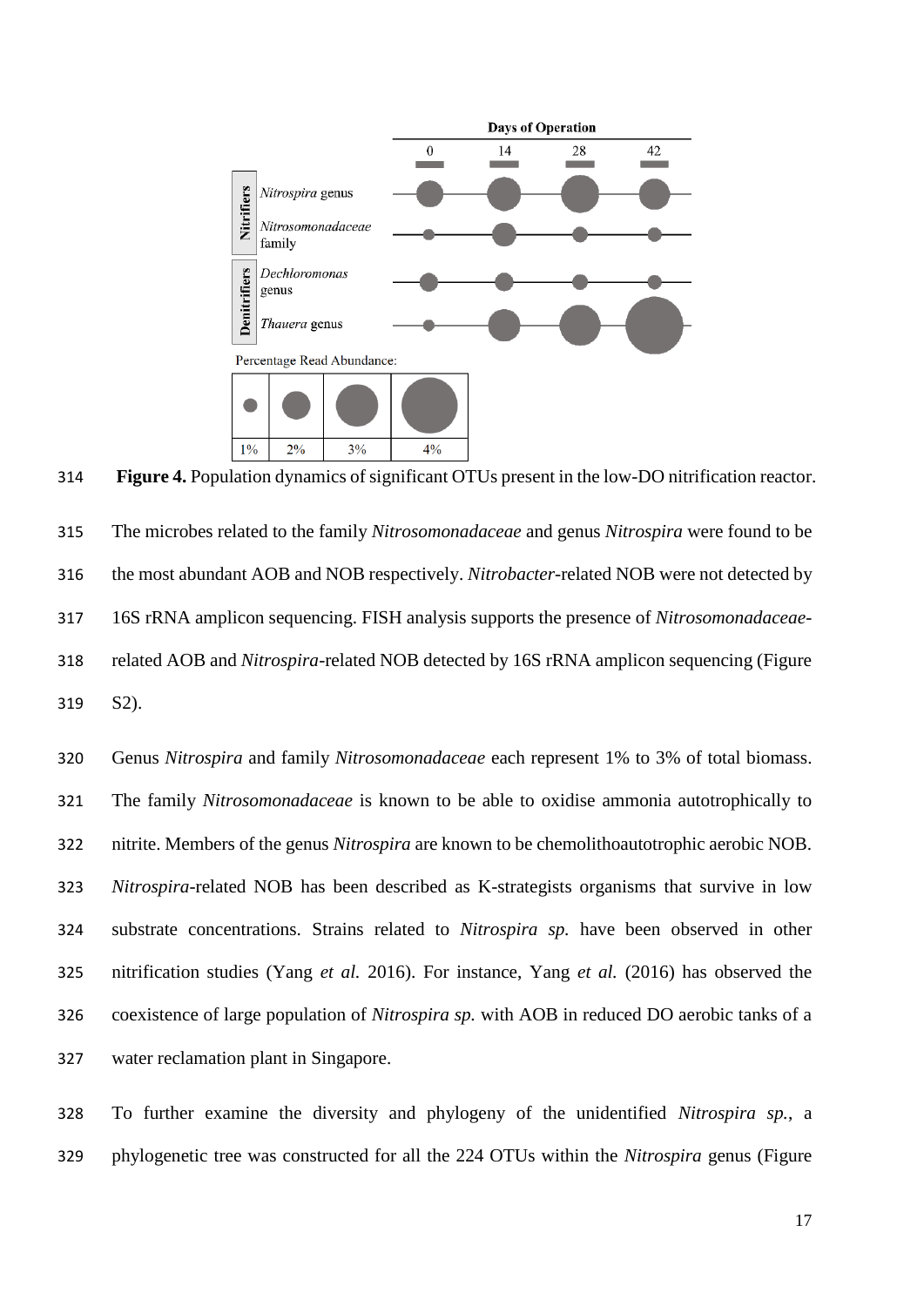**Figure 4.** Population dynamics of significant OTUs present in the low-DO nitrification reactor.

The microbes related to the family *Nitrosomonadaceae* and genus *Nitrospira* were found to be the most abundant AOB and NOB respectively. *Nitrobacter*-related NOB were not detected by 16S rRNA amplicon sequencing. FISH analysis supports the presence of *Nitrosomonadaceae*-related AOB and *Nitrospira*-related NOB detected by 16S rRNA amplicon sequencing (Figure S2).

Genus *Nitrospira* and family *Nitrosomonadaceae* each represent 1% to 3% of total biomass. The family *Nitrosomonadaceae* is known to be able to oxidise ammonia autotrophically to nitrite. Members of the genus *Nitrospira* are known to be chemolithoautotrophic aerobic NOB. *Nitrospira*-related NOB has been described as K-strategists organisms that survive in low substrate concentrations. Strains related to *Nitrospira sp.* have been observed in other nitrification studies (Yang *et al.* 2016). For instance, Yang *et al.* (2016) has observed the coexistence of large population of *Nitrospira sp.* with AOB in reduced DO aerobic tanks of a water reclamation plant in Singapore.

To further examine the diversity and phylogeny of the unidentified *Nitrospira sp.*, a phylogenetic tree was constructed for all the 224 OTUs within the *Nitrospira* genus (Figure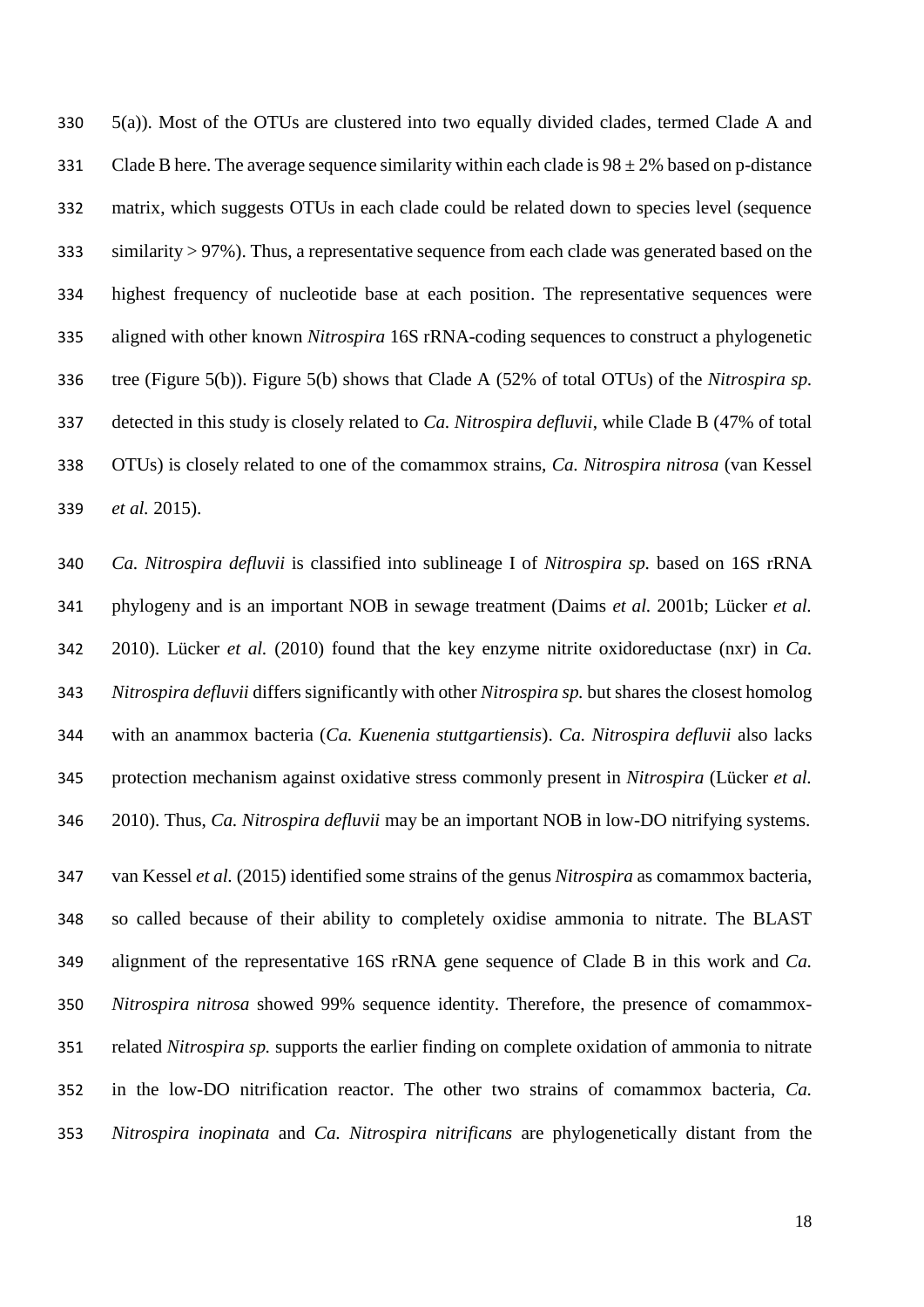5(a)). Most of the OTUs are clustered into two equally divided clades, termed Clade A and Clade B here. The average sequence similarity within each clade is 98 ± 2% based on p-distance matrix, which suggests OTUs in each clade could be related down to species level (sequence similarity > 97%). Thus, a representative sequence from each clade was generated based on the highest frequency of nucleotide base at each position. The representative sequences were aligned with other known *Nitrospira* 16S rRNA-coding sequences to construct a phylogenetic tree (Figure 5(b)). Figure 5(b) shows that Clade A (52% of total OTUs) of the *Nitrospira sp.* detected in this study is closely related to *Ca. Nitrospira defluvii*, while Clade B (47% of total OTUs) is closely related to one of the comammox strains, *Ca. Nitrospira nitrosa* (van Kessel *et al.* 2015).

*Ca. Nitrospira defluvii* is classified into sublineage I of *Nitrospira sp.* based on 16S rRNA phylogeny and is an important NOB in sewage treatment (Daims *et al.* 2001b; Lücker *et al.* 2010). Lücker *et al.* (2010) found that the key enzyme nitrite oxidoreductase (nxr) in *Ca. Nitrospira defluvii* differs significantly with other *Nitrospira sp.* but shares the closest homolog with an anammox bacteria (*Ca. Kuenenia stuttgartiensis*). *Ca. Nitrospira defluvii* also lacks protection mechanism against oxidative stress commonly present in *Nitrospira* (Lücker *et al.* 2010). Thus, *Ca. Nitrospira defluvii* may be an important NOB in low-DO nitrifying systems.

van Kessel *et al.* (2015) identified some strains of the genus *Nitrospira* as comammox bacteria, so called because of their ability to completely oxidise ammonia to nitrate. The BLAST alignment of the representative 16S rRNA gene sequence of Clade B in this work and *Ca. Nitrospira nitrosa* showed 99% sequence identity. Therefore, the presence of comammox-related *Nitrospira sp.* supports the earlier finding on complete oxidation of ammonia to nitrate in the low-DO nitrification reactor. The other two strains of comammox bacteria, *Ca. Nitrospira inopinata* and *Ca. Nitrospira nitrificans* are phylogenetically distant from the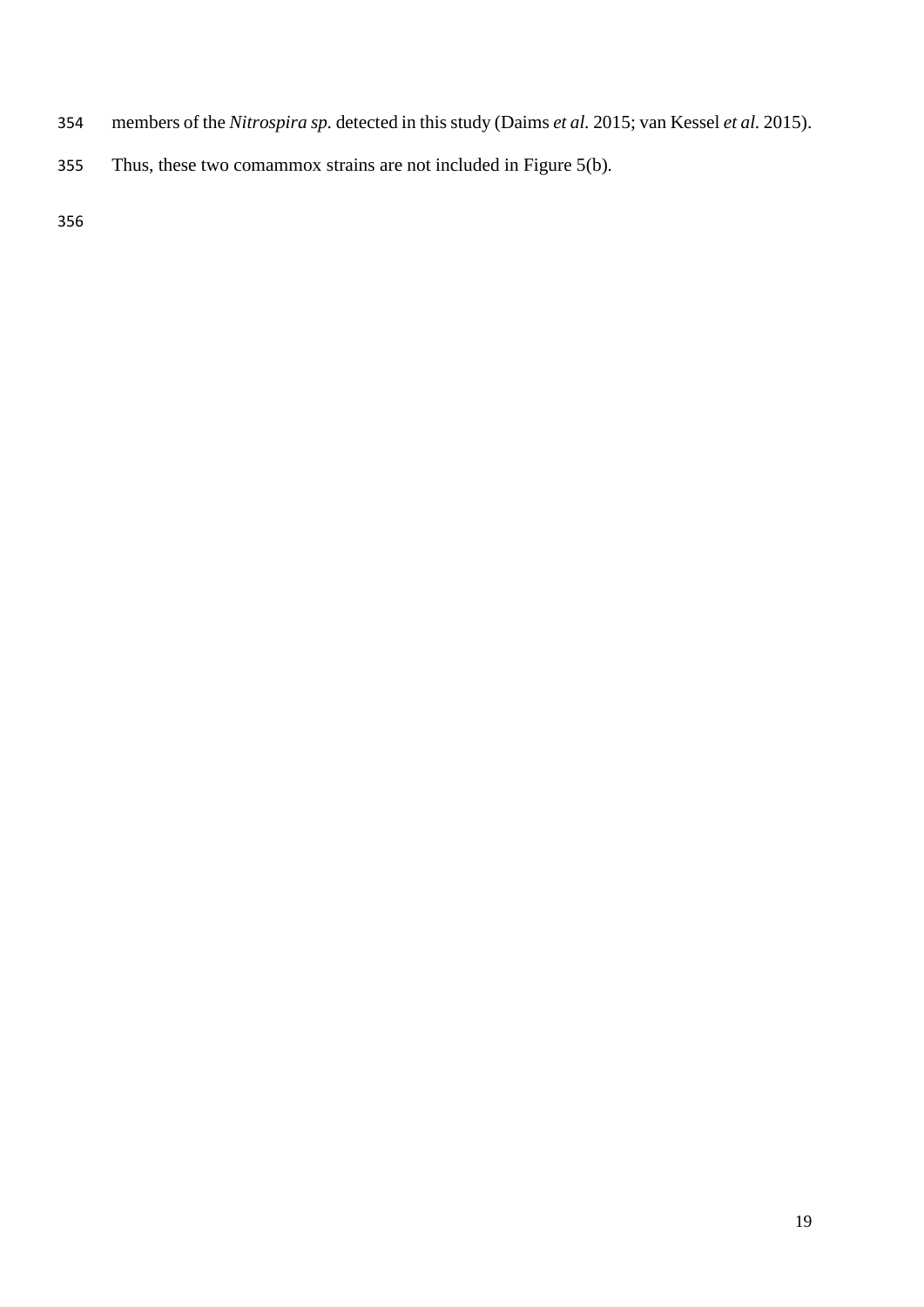members of the *Nitrospira sp.* detected in this study (Daims *et al.* 2015; van Kessel *et al.* 2015). Thus, these two comammox strains are not included in Figure 5(b).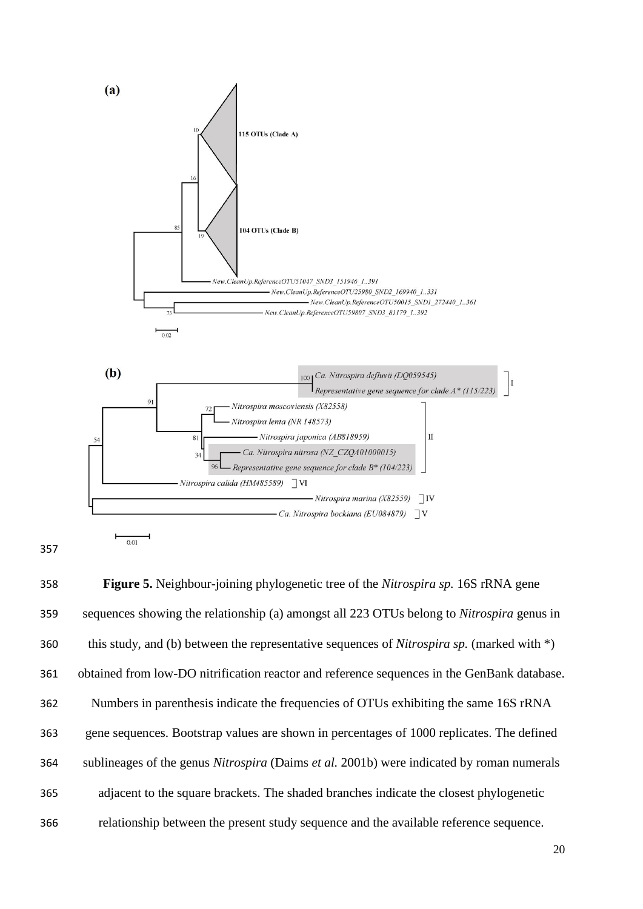**Figure 5.** Neighbour-joining phylogenetic tree of the *Nitrospira sp.* 16S rRNA gene sequences showing the relationship (a) amongst all 223 OTUs belong to *Nitrospira* genus in this study, and (b) between the representative sequences of *Nitrospira sp.* (marked with *) obtained from low-DO nitrification reactor and reference sequences in the GenBank database. Numbers in parenthesis indicate the frequencies of OTUs exhibiting the same 16S rRNA gene sequences. Bootstrap values are shown in percentages of 1000 replicates. The defined sublineages of the genus *Nitrospira* (Daims *et al.* 2001b) were indicated by roman numerals adjacent to the square brackets. The shaded branches indicate the closest phylogenetic relationship between the present study sequence and the available reference sequence.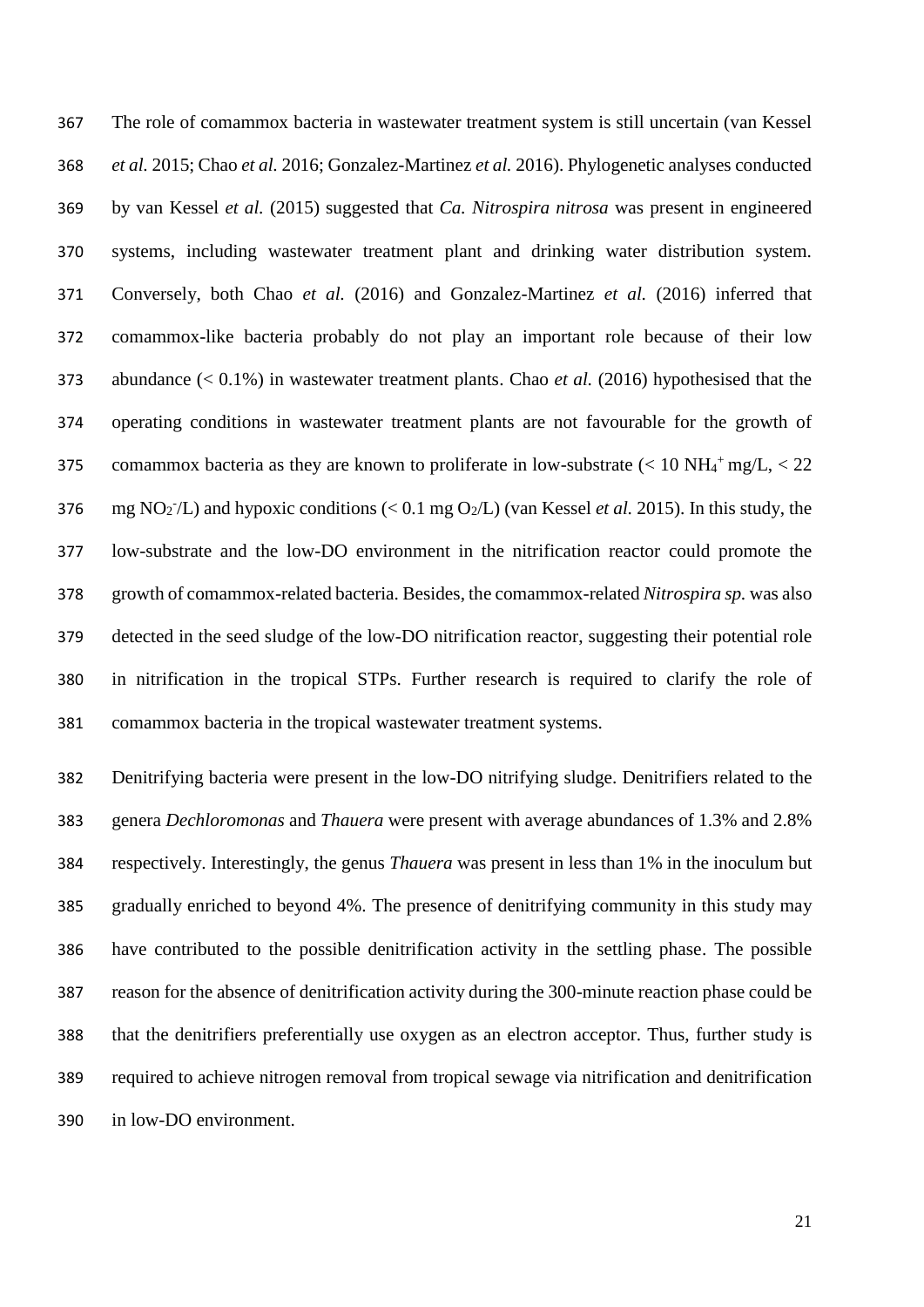The role of comammox bacteria in wastewater treatment system is still uncertain (van Kessel *et al.* 2015; Chao *et al.* 2016; Gonzalez-Martinez *et al.* 2016). Phylogenetic analyses conducted by van Kessel *et al.* (2015) suggested that *Ca. Nitrospira nitrosa* was present in engineered systems, including wastewater treatment plant and drinking water distribution system. Conversely, both Chao *et al.* (2016) and Gonzalez-Martinez *et al.* (2016) inferred that comammox-like bacteria probably do not play an important role because of their low abundance (< 0.1%) in wastewater treatment plants. Chao *et al.* (2016) hypothesised that the operating conditions in wastewater treatment plants are not favourable for the growth of comammox bacteria as they are known to proliferate in low-substrate (< 10 $NH_4^+$ mg/L, < 22 mg $NO_2^-$/L) and hypoxic conditions (< 0.1 mg $O_2$/L) (van Kessel *et al.* 2015). In this study, the low-substrate and the low-DO environment in the nitrification reactor could promote the growth of comammox-related bacteria. Besides, the comammox-related *Nitrospira sp.* was also detected in the seed sludge of the low-DO nitrification reactor, suggesting their potential role in nitrification in the tropical STPs. Further research is required to clarify the role of comammox bacteria in the tropical wastewater treatment systems.

Denitrifying bacteria were present in the low-DO nitrifying sludge. Denitrifiers related to the genera *Dechloromonas* and *Thauera* were present with average abundances of 1.3% and 2.8% respectively. Interestingly, the genus *Thauera* was present in less than 1% in the inoculum but gradually enriched to beyond 4%. The presence of denitrifying community in this study may have contributed to the possible denitrification activity in the settling phase. The possible reason for the absence of denitrification activity during the 300-minute reaction phase could be that the denitrifiers preferentially use oxygen as an electron acceptor. Thus, further study is required to achieve nitrogen removal from tropical sewage via nitrification and denitrification in low-DO environment.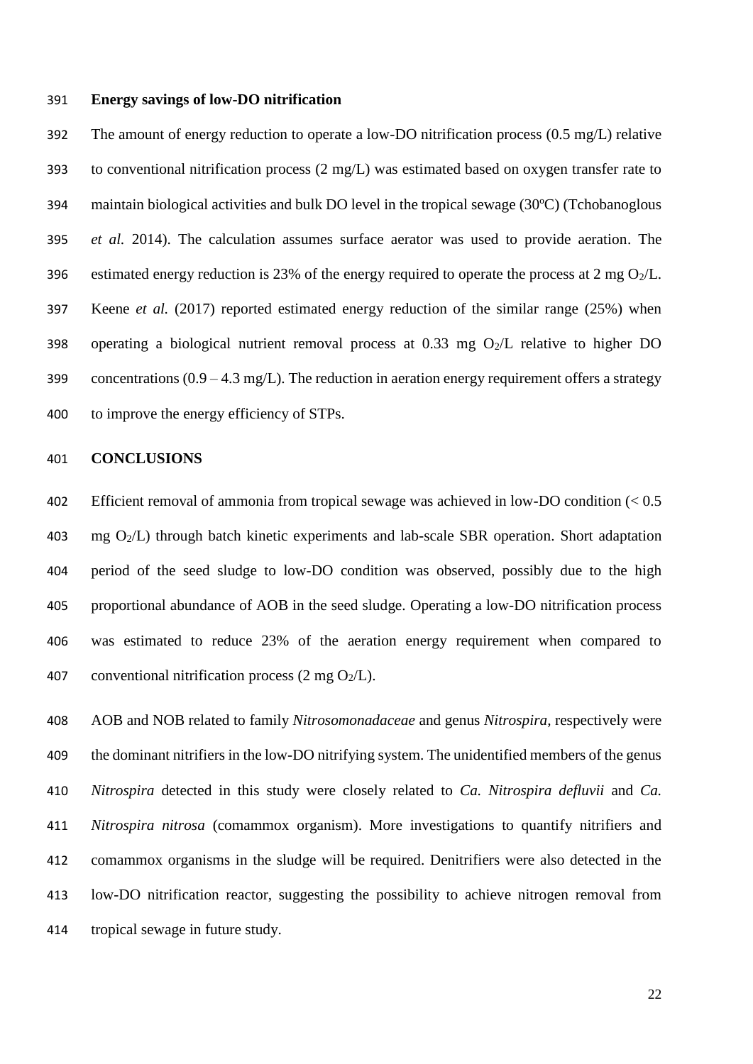**Energy savings of low-DO nitrification**

The amount of energy reduction to operate a low-DO nitrification process (0.5 mg/L) relative to conventional nitrification process (2 mg/L) was estimated based on oxygen transfer rate to maintain biological activities and bulk DO level in the tropical sewage (30ºC) (Tchobanoglous *et al.* 2014). The calculation assumes surface aerator was used to provide aeration. The estimated energy reduction is 23% of the energy required to operate the process at 2 mg $O_2$/L. Keene *et al.* (2017) reported estimated energy reduction of the similar range (25%) when operating a biological nutrient removal process at 0.33 mg $O_2$/L relative to higher DO concentrations (0.9 – 4.3 mg/L). The reduction in aeration energy requirement offers a strategy to improve the energy efficiency of STPs.

**CONCLUSIONS**

Efficient removal of ammonia from tropical sewage was achieved in low-DO condition (< 0.5 mg $O_2$/L) through batch kinetic experiments and lab-scale SBR operation. Short adaptation period of the seed sludge to low-DO condition was observed, possibly due to the high proportional abundance of AOB in the seed sludge. Operating a low-DO nitrification process was estimated to reduce 23% of the aeration energy requirement when compared to conventional nitrification process (2 mg $O_2$/L).

AOB and NOB related to family *Nitrosomonadaceae* and genus *Nitrospira,* respectively were the dominant nitrifiers in the low-DO nitrifying system. The unidentified members of the genus *Nitrospira* detected in this study were closely related to *Ca. Nitrospira defluvii* and *Ca. Nitrospira nitrosa* (comammox organism). More investigations to quantify nitrifiers and comammox organisms in the sludge will be required. Denitrifiers were also detected in the low-DO nitrification reactor, suggesting the possibility to achieve nitrogen removal from tropical sewage in future study.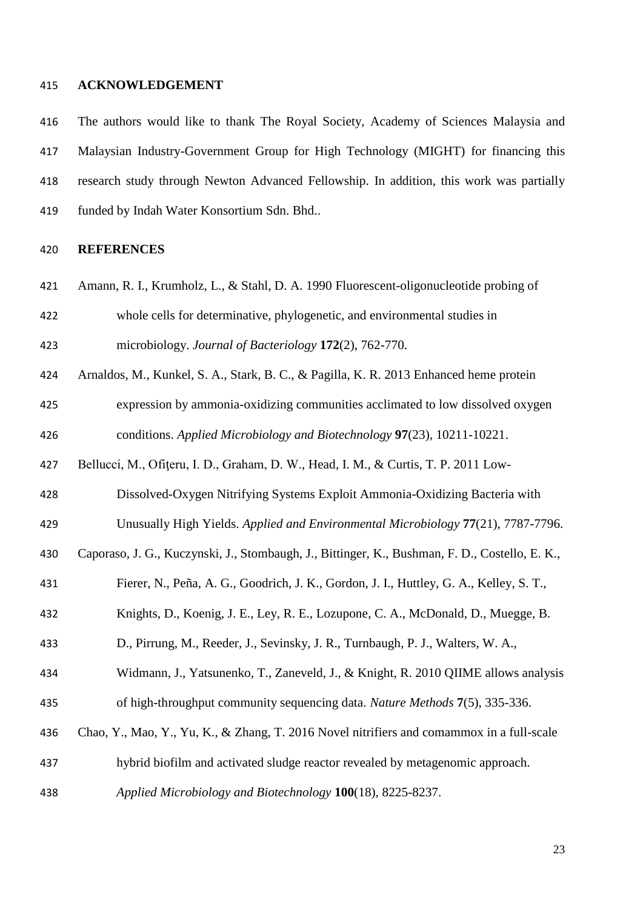## ACKNOWLEDGEMENT

The authors would like to thank The Royal Society, Academy of Sciences Malaysia and Malaysian Industry-Government Group for High Technology (MIGHT) for financing this research study through Newton Advanced Fellowship. In addition, this work was partially funded by Indah Water Konsortium Sdn. Bhd..

## REFERENCES

Amann, R. I., Krumholz, L., & Stahl, D. A. 1990 Fluorescent-oligonucleotide probing of whole cells for determinative, phylogenetic, and environmental studies in microbiology. *Journal of Bacteriology* **172**(2), 762-770.

Arnaldos, M., Kunkel, S. A., Stark, B. C., & Pagilla, K. R. 2013 Enhanced heme protein expression by ammonia-oxidizing communities acclimated to low dissolved oxygen conditions. *Applied Microbiology and Biotechnology* **97**(23), 10211-10221.

Bellucci, M., Ofiţeru, I. D., Graham, D. W., Head, I. M., & Curtis, T. P. 2011 Low-Dissolved-Oxygen Nitrifying Systems Exploit Ammonia-Oxidizing Bacteria with Unusually High Yields. *Applied and Environmental Microbiology* **77**(21), 7787-7796.

Caporaso, J. G., Kuczynski, J., Stombaugh, J., Bittinger, K., Bushman, F. D., Costello, E. K., Fierer, N., Peña, A. G., Goodrich, J. K., Gordon, J. I., Huttley, G. A., Kelley, S. T., Knights, D., Koenig, J. E., Ley, R. E., Lozupone, C. A., McDonald, D., Muegge, B. D., Pirrung, M., Reeder, J., Sevinsky, J. R., Turnbaugh, P. J., Walters, W. A., Widmann, J., Yatsunenko, T., Zaneveld, J., & Knight, R. 2010 QIIME allows analysis of high-throughput community sequencing data. *Nature Methods* **7**(5), 335-336.

Chao, Y., Mao, Y., Yu, K., & Zhang, T. 2016 Novel nitrifiers and comammox in a full-scale hybrid biofilm and activated sludge reactor revealed by metagenomic approach. *Applied Microbiology and Biotechnology* **100**(18), 8225-8237.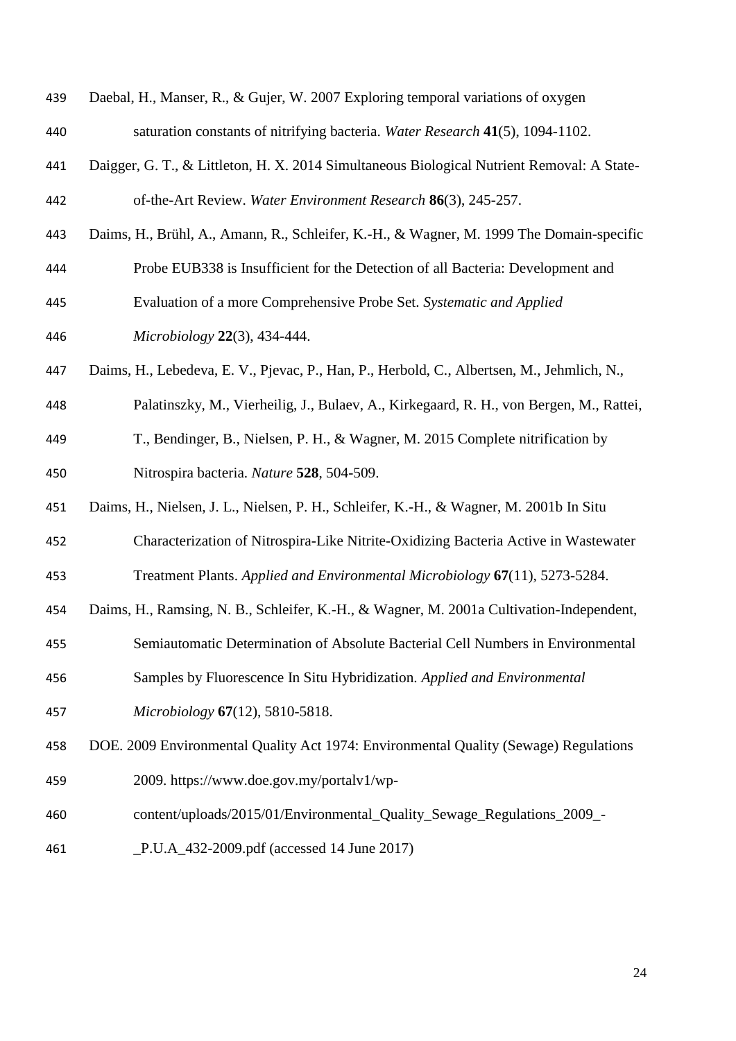Daebal, H., Manser, R., & Gujer, W. 2007 Exploring temporal variations of oxygen saturation constants of nitrifying bacteria. *Water Research* **41**(5), 1094-1102.

Daigger, G. T., & Littleton, H. X. 2014 Simultaneous Biological Nutrient Removal: A State-of-the-Art Review. *Water Environment Research* **86**(3), 245-257.

Daims, H., Brühl, A., Amann, R., Schleifer, K.-H., & Wagner, M. 1999 The Domain-specific Probe EUB338 is Insufficient for the Detection of all Bacteria: Development and Evaluation of a more Comprehensive Probe Set. *Systematic and Applied Microbiology* **22**(3), 434-444.

Daims, H., Lebedeva, E. V., Pjevac, P., Han, P., Herbold, C., Albertsen, M., Jehmlich, N., Palatinszky, M., Vierheilig, J., Bulaev, A., Kirkegaard, R. H., von Bergen, M., Rattei, T., Bendinger, B., Nielsen, P. H., & Wagner, M. 2015 Complete nitrification by Nitrospira bacteria. *Nature* **528**, 504-509.

Daims, H., Nielsen, J. L., Nielsen, P. H., Schleifer, K.-H., & Wagner, M. 2001b In Situ Characterization of Nitrospira-Like Nitrite-Oxidizing Bacteria Active in Wastewater Treatment Plants. *Applied and Environmental Microbiology* **67**(11), 5273-5284.

Daims, H., Ramsing, N. B., Schleifer, K.-H., & Wagner, M. 2001a Cultivation-Independent, Semiautomatic Determination of Absolute Bacterial Cell Numbers in Environmental Samples by Fluorescence In Situ Hybridization. *Applied and Environmental Microbiology* **67**(12), 5810-5818.

DOE. 2009 Environmental Quality Act 1974: Environmental Quality (Sewage) Regulations 2009. https://www.doe.gov.my/portalv1/wp-content/uploads/2015/01/Environmental_Quality_Sewage_Regulations_2009_-_P.U.A_432-2009.pdf (accessed 14 June 2017)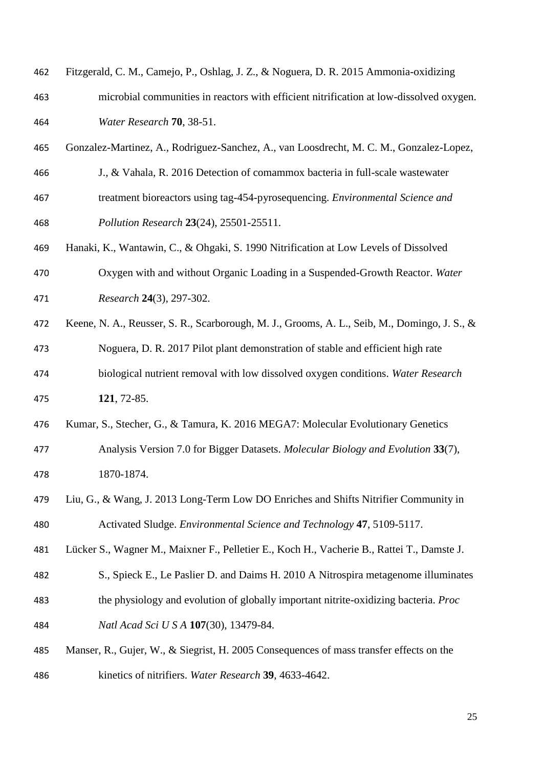Fitzgerald, C. M., Camejo, P., Oshlag, J. Z., & Noguera, D. R. 2015 Ammonia-oxidizing microbial communities in reactors with efficient nitrification at low-dissolved oxygen. *Water Research* **70**, 38-51.

Gonzalez-Martinez, A., Rodriguez-Sanchez, A., van Loosdrecht, M. C. M., Gonzalez-Lopez, J., & Vahala, R. 2016 Detection of comammox bacteria in full-scale wastewater treatment bioreactors using tag-454-pyrosequencing. *Environmental Science and Pollution Research* **23**(24), 25501-25511.

Hanaki, K., Wantawin, C., & Ohgaki, S. 1990 Nitrification at Low Levels of Dissolved Oxygen with and without Organic Loading in a Suspended-Growth Reactor. *Water Research* **24**(3), 297-302.

Keene, N. A., Reusser, S. R., Scarborough, M. J., Grooms, A. L., Seib, M., Domingo, J. S., & Noguera, D. R. 2017 Pilot plant demonstration of stable and efficient high rate biological nutrient removal with low dissolved oxygen conditions. *Water Research* **121**, 72-85.

Kumar, S., Stecher, G., & Tamura, K. 2016 MEGA7: Molecular Evolutionary Genetics Analysis Version 7.0 for Bigger Datasets. *Molecular Biology and Evolution* **33**(7), 1870-1874.

Liu, G., & Wang, J. 2013 Long-Term Low DO Enriches and Shifts Nitrifier Community in Activated Sludge. *Environmental Science and Technology* **47**, 5109-5117.

Lücker S., Wagner M., Maixner F., Pelletier E., Koch H., Vacherie B., Rattei T., Damste J. S., Spieck E., Le Paslier D. and Daims H. 2010 A Nitrospira metagenome illuminates the physiology and evolution of globally important nitrite-oxidizing bacteria. *Proc Natl Acad Sci U S A* **107**(30), 13479-84.

Manser, R., Gujer, W., & Siegrist, H. 2005 Consequences of mass transfer effects on the kinetics of nitrifiers. *Water Research* **39**, 4633-4642.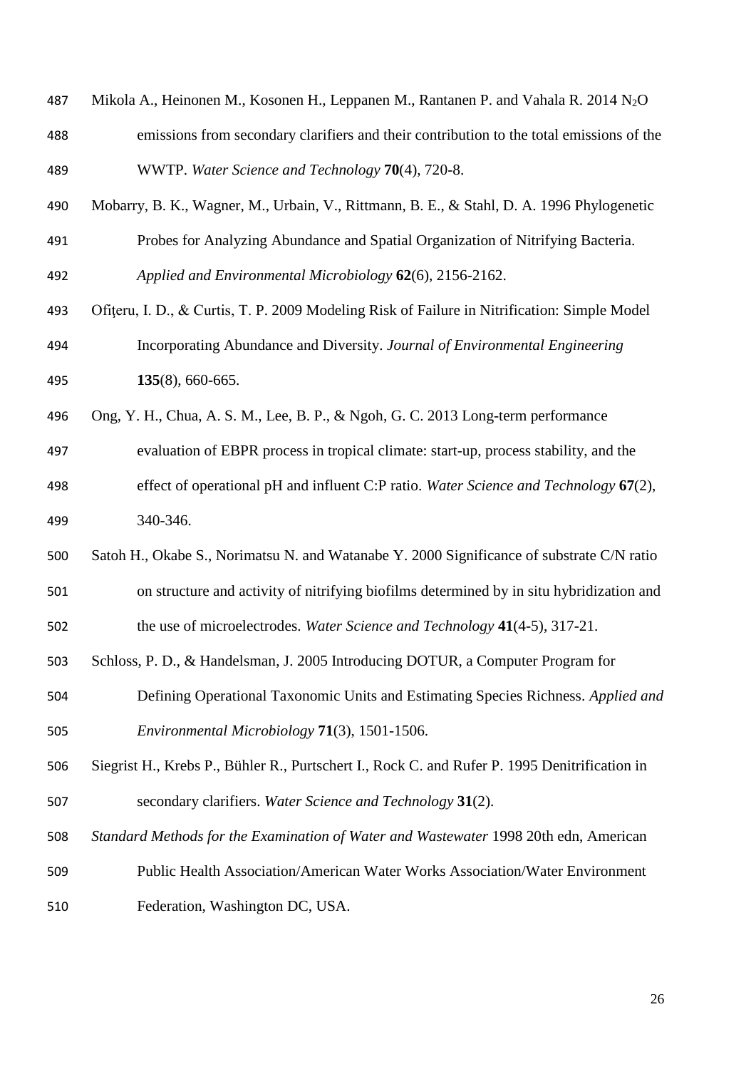Mikola A., Heinonen M., Kosonen H., Leppanen M., Rantanen P. and Vahala R. 2014 $N_2O$ emissions from secondary clarifiers and their contribution to the total emissions of the WWTP. *Water Science and Technology* **70**(4), 720-8.

Mobarry, B. K., Wagner, M., Urbain, V., Rittmann, B. E., & Stahl, D. A. 1996 Phylogenetic Probes for Analyzing Abundance and Spatial Organization of Nitrifying Bacteria. *Applied and Environmental Microbiology* **62**(6), 2156-2162.

Ofiţeru, I. D., & Curtis, T. P. 2009 Modeling Risk of Failure in Nitrification: Simple Model Incorporating Abundance and Diversity. *Journal of Environmental Engineering* **135**(8), 660-665.

Ong, Y. H., Chua, A. S. M., Lee, B. P., & Ngoh, G. C. 2013 Long-term performance evaluation of EBPR process in tropical climate: start-up, process stability, and the effect of operational pH and influent C:P ratio. *Water Science and Technology* **67**(2), 340-346.

Satoh H., Okabe S., Norimatsu N. and Watanabe Y. 2000 Significance of substrate C/N ratio on structure and activity of nitrifying biofilms determined by in situ hybridization and the use of microelectrodes. *Water Science and Technology* **41**(4-5), 317-21.

Schloss, P. D., & Handelsman, J. 2005 Introducing DOTUR, a Computer Program for Defining Operational Taxonomic Units and Estimating Species Richness. *Applied and Environmental Microbiology* **71**(3), 1501-1506.

Siegrist H., Krebs P., Bühler R., Purtschert I., Rock C. and Rufer P. 1995 Denitrification in secondary clarifiers. *Water Science and Technology* **31**(2).

*Standard Methods for the Examination of Water and Wastewater* 1998 20th edn, American Public Health Association/American Water Works Association/Water Environment Federation, Washington DC, USA.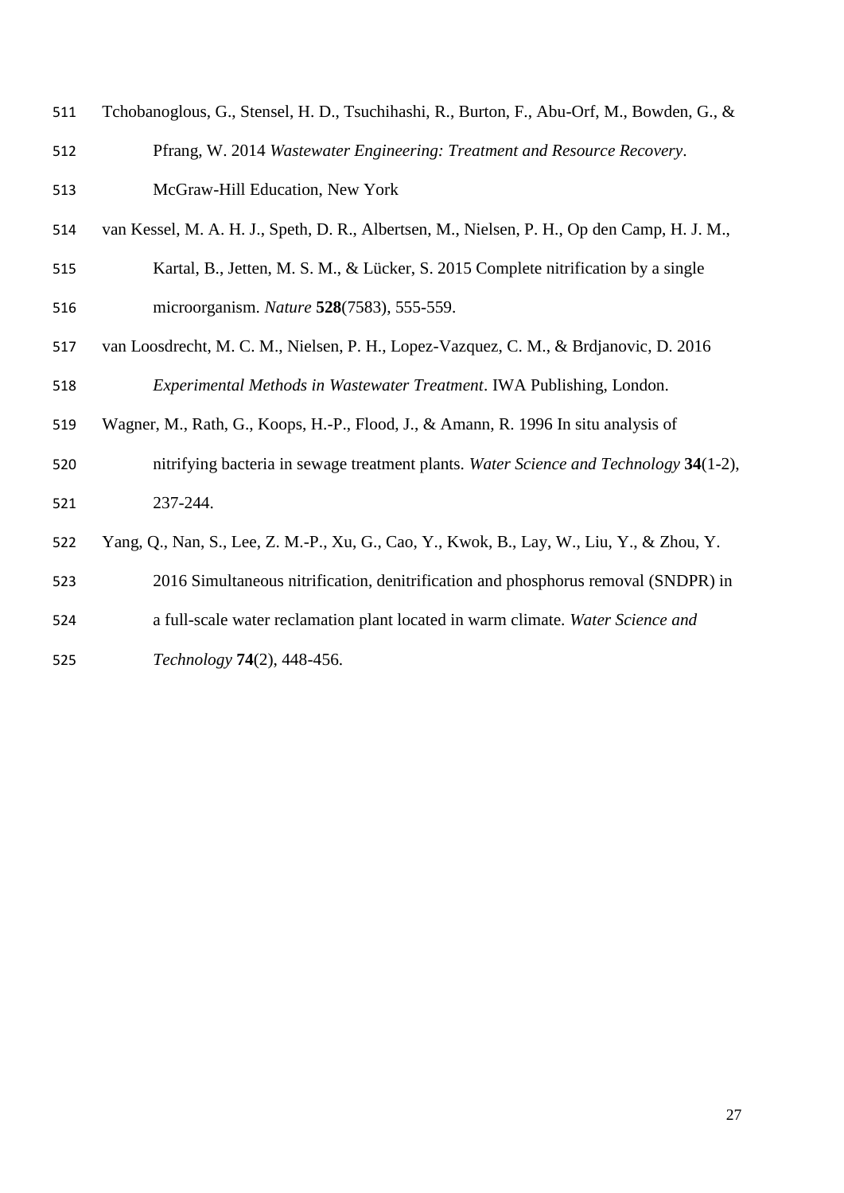Tchobanoglous, G., Stensel, H. D., Tsuchihashi, R., Burton, F., Abu-Orf, M., Bowden, G., & Pfrang, W. 2014 *Wastewater Engineering: Treatment and Resource Recovery*. McGraw-Hill Education, New York

van Kessel, M. A. H. J., Speth, D. R., Albertsen, M., Nielsen, P. H., Op den Camp, H. J. M., Kartal, B., Jetten, M. S. M., & Lücker, S. 2015 Complete nitrification by a single microorganism. *Nature* **528**(7583), 555-559.

van Loosdrecht, M. C. M., Nielsen, P. H., Lopez-Vazquez, C. M., & Brdjanovic, D. 2016 *Experimental Methods in Wastewater Treatment*. IWA Publishing, London.

Wagner, M., Rath, G., Koops, H.-P., Flood, J., & Amann, R. 1996 In situ analysis of nitrifying bacteria in sewage treatment plants. *Water Science and Technology* **34**(1-2), 237-244.

Yang, Q., Nan, S., Lee, Z. M.-P., Xu, G., Cao, Y., Kwok, B., Lay, W., Liu, Y., & Zhou, Y. 2016 Simultaneous nitrification, denitrification and phosphorus removal (SNDPR) in a full-scale water reclamation plant located in warm climate. *Water Science and Technology* **74**(2), 448-456.